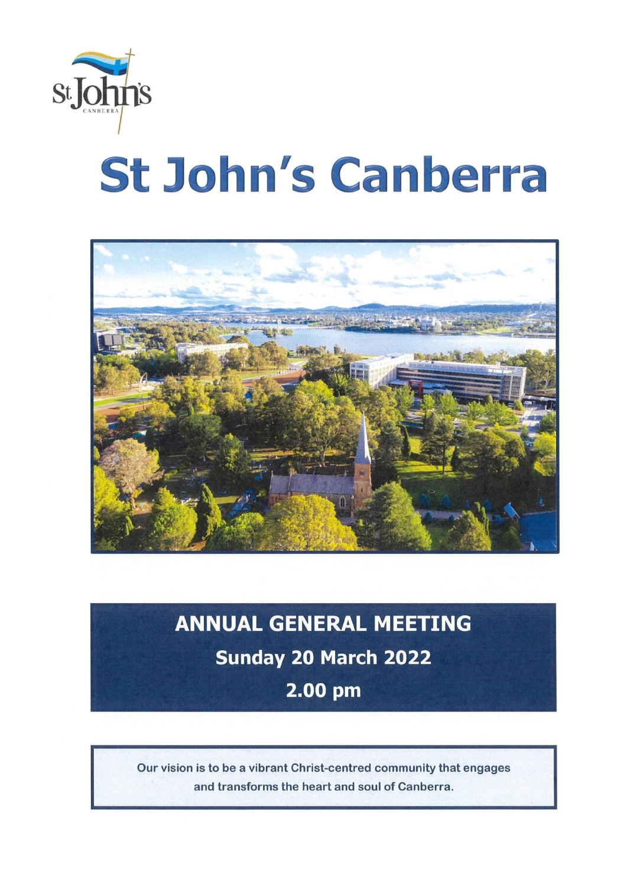St John's
CANBERRA

# St John's Canberra

## ANNUAL GENERAL MEETING

**Sunday 20 March 2022**

**2.00 pm**

Our vision is to be a vibrant Christ-centred community that engages and transforms the heart and soul of Canberra.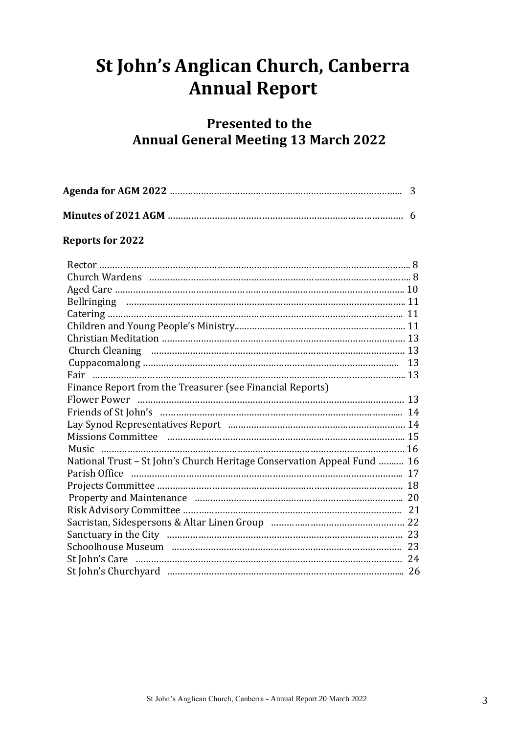# St John's Anglican Church, Canberra
# Annual Report

## Presented to the
## Annual General Meeting 13 March 2022

**Agenda for AGM 2022** ........................................................................................ 3

**Minutes of 2021 AGM** ........................................................................................ 6

**Reports for 2022**

Rector ........................................................................................................................ 8
Church Wardens ........................................................................................................ 8
Aged Care ................................................................................................................ 10
Bellringing ................................................................................................................ 11
Catering .................................................................................................................... 11
Children and Young People's Ministry..................................................................... 11
Christian Meditation ................................................................................................ 13
Church Cleaning ...................................................................................................... 13
Cuppacomalong ....................................................................................................... 13
Fair ............................................................................................................................ 13
Finance Report from the Treasurer (see Financial Reports)
Flower Power ........................................................................................................... 13
Friends of St John's .................................................................................................. 14
Lay Synod Representatives Report .......................................................................... 14
Missions Committee ................................................................................................ 15
Music ........................................................................................................................ 16
National Trust – St John's Church Heritage Conservation Appeal Fund .......... 16
Parish Office ............................................................................................................ 17
Projects Committee .................................................................................................. 18
Property and Maintenance ....................................................................................... 20
Risk Advisory Committee ......................................................................................... 21
Sacristan, Sidespersons & Altar Linen Group .......................................................... 22
Sanctuary in the City ................................................................................................ 23
Schoolhouse Museum ............................................................................................... 23
St John's Care ........................................................................................................... 24
St John's Churchyard ............................................................................................... 26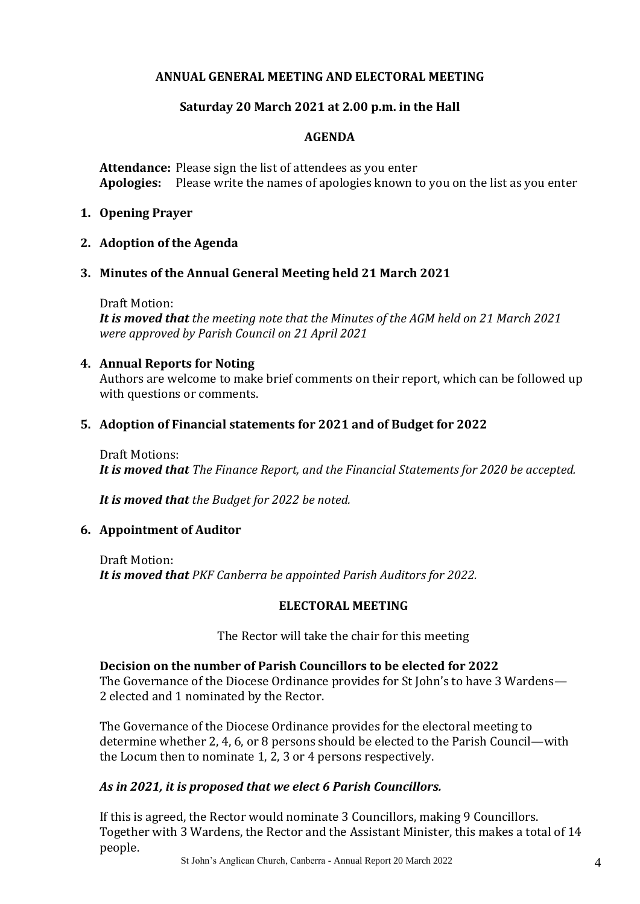**ANNUAL GENERAL MEETING AND ELECTORAL MEETING**

**Saturday 20 March 2021 at 2.00 p.m. in the Hall**

**AGENDA**

**Attendance:** Please sign the list of attendees as you enter
**Apologies:** Please write the names of apologies known to you on the list as you enter

1. **Opening Prayer**

2. **Adoption of the Agenda**

3. **Minutes of the Annual General Meeting held 21 March 2021**

   Draft Motion:
   ***It is moved that*** *the meeting note that the Minutes of the AGM held on 21 March 2021 were approved by Parish Council on 21 April 2021*

4. **Annual Reports for Noting**
   Authors are welcome to make brief comments on their report, which can be followed up with questions or comments.

5. **Adoption of Financial statements for 2021 and of Budget for 2022**

   Draft Motions:
   ***It is moved that*** *The Finance Report, and the Financial Statements for 2020 be accepted.*

   ***It is moved that*** *the Budget for 2022 be noted.*

6. **Appointment of Auditor**

   Draft Motion:
   ***It is moved that*** *PKF Canberra be appointed Parish Auditors for 2022.*

**ELECTORAL MEETING**

The Rector will take the chair for this meeting

**Decision on the number of Parish Councillors to be elected for 2022**
The Governance of the Diocese Ordinance provides for St John's to have 3 Wardens—2 elected and 1 nominated by the Rector.

The Governance of the Diocese Ordinance provides for the electoral meeting to determine whether 2, 4, 6, or 8 persons should be elected to the Parish Council—with the Locum then to nominate 1, 2, 3 or 4 persons respectively.

***As in 2021, it is proposed that we elect 6 Parish Councillors.***

If this is agreed, the Rector would nominate 3 Councillors, making 9 Councillors. Together with 3 Wardens, the Rector and the Assistant Minister, this makes a total of 14 people.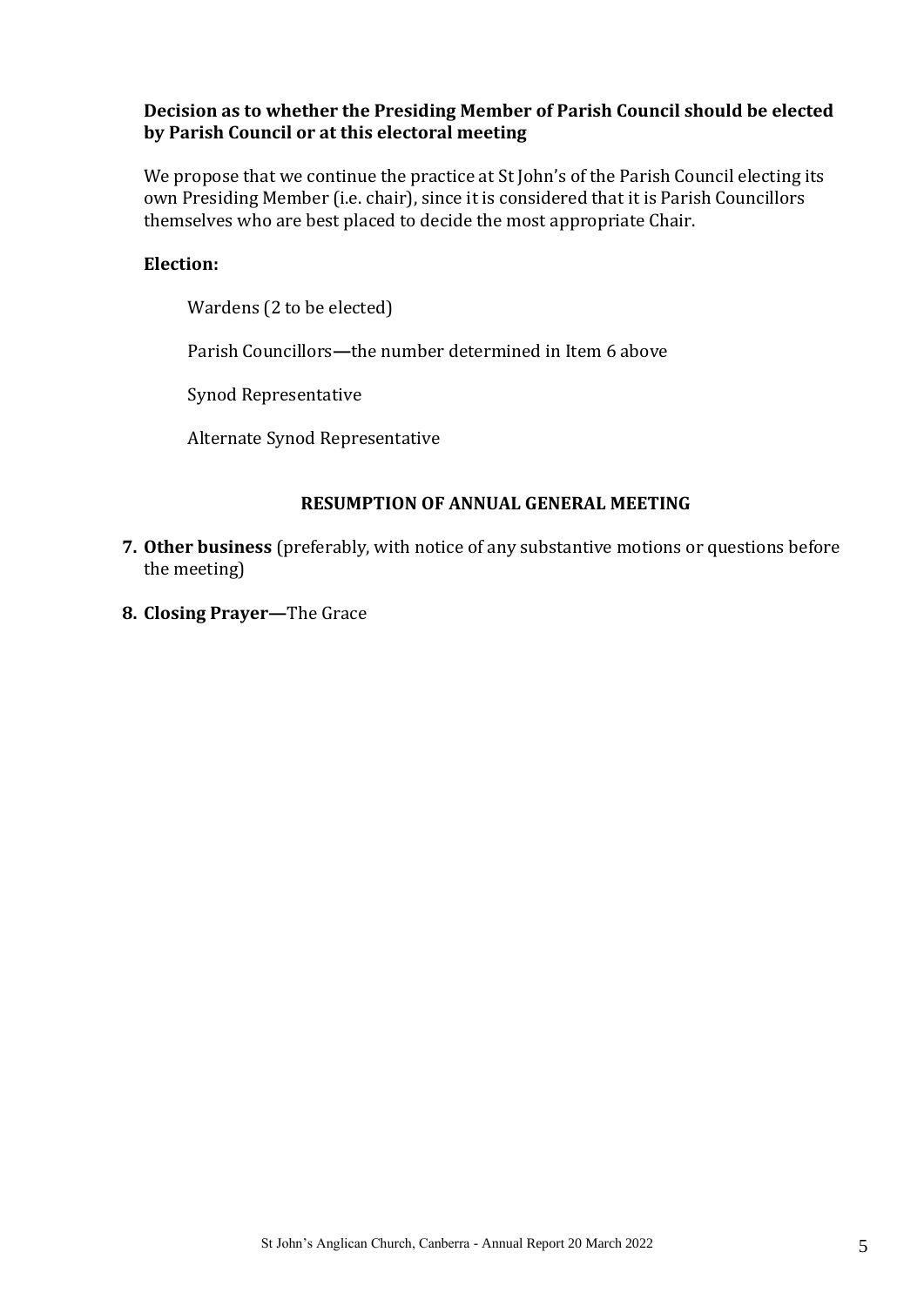**Decision as to whether the Presiding Member of Parish Council should be elected by Parish Council or at this electoral meeting**

We propose that we continue the practice at St John's of the Parish Council electing its own Presiding Member (i.e. chair), since it is considered that it is Parish Councillors themselves who are best placed to decide the most appropriate Chair.

**Election:**

Wardens (2 to be elected)

Parish Councillors**—**the number determined in Item 6 above

Synod Representative

Alternate Synod Representative

**RESUMPTION OF ANNUAL GENERAL MEETING**

7. **Other business** (preferably, with notice of any substantive motions or questions before the meeting)
8. **Closing Prayer—**The Grace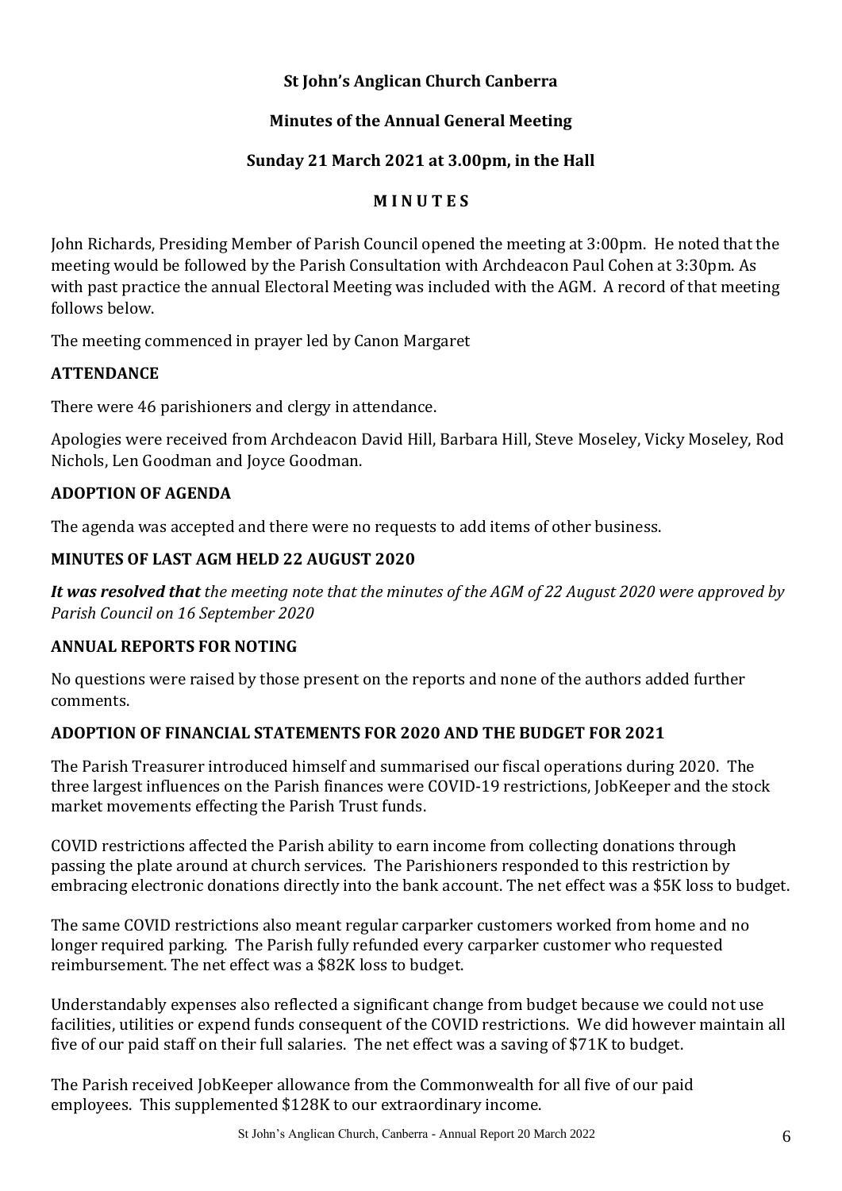**St John's Anglican Church Canberra**

**Minutes of the Annual General Meeting**

**Sunday 21 March 2021 at 3.00pm, in the Hall**

**M I N U T E S**

John Richards, Presiding Member of Parish Council opened the meeting at 3:00pm. He noted that the meeting would be followed by the Parish Consultation with Archdeacon Paul Cohen at 3:30pm. As with past practice the annual Electoral Meeting was included with the AGM. A record of that meeting follows below.

The meeting commenced in prayer led by Canon Margaret

## ATTENDANCE

There were 46 parishioners and clergy in attendance.

Apologies were received from Archdeacon David Hill, Barbara Hill, Steve Moseley, Vicky Moseley, Rod Nichols, Len Goodman and Joyce Goodman.

## ADOPTION OF AGENDA

The agenda was accepted and there were no requests to add items of other business.

## MINUTES OF LAST AGM HELD 22 AUGUST 2020

***It was resolved that*** *the meeting note that the minutes of the AGM of 22 August 2020 were approved by Parish Council on 16 September 2020*

## ANNUAL REPORTS FOR NOTING

No questions were raised by those present on the reports and none of the authors added further comments.

## ADOPTION OF FINANCIAL STATEMENTS FOR 2020 AND THE BUDGET FOR 2021

The Parish Treasurer introduced himself and summarised our fiscal operations during 2020. The three largest influences on the Parish finances were COVID-19 restrictions, JobKeeper and the stock market movements effecting the Parish Trust funds.

COVID restrictions affected the Parish ability to earn income from collecting donations through passing the plate around at church services. The Parishioners responded to this restriction by embracing electronic donations directly into the bank account. The net effect was a $5K loss to budget.

The same COVID restrictions also meant regular carparker customers worked from home and no longer required parking. The Parish fully refunded every carparker customer who requested reimbursement. The net effect was a $82K loss to budget.

Understandably expenses also reflected a significant change from budget because we could not use facilities, utilities or expend funds consequent of the COVID restrictions. We did however maintain all five of our paid staff on their full salaries. The net effect was a saving of $71K to budget.

The Parish received JobKeeper allowance from the Commonwealth for all five of our paid employees. This supplemented $128K to our extraordinary income.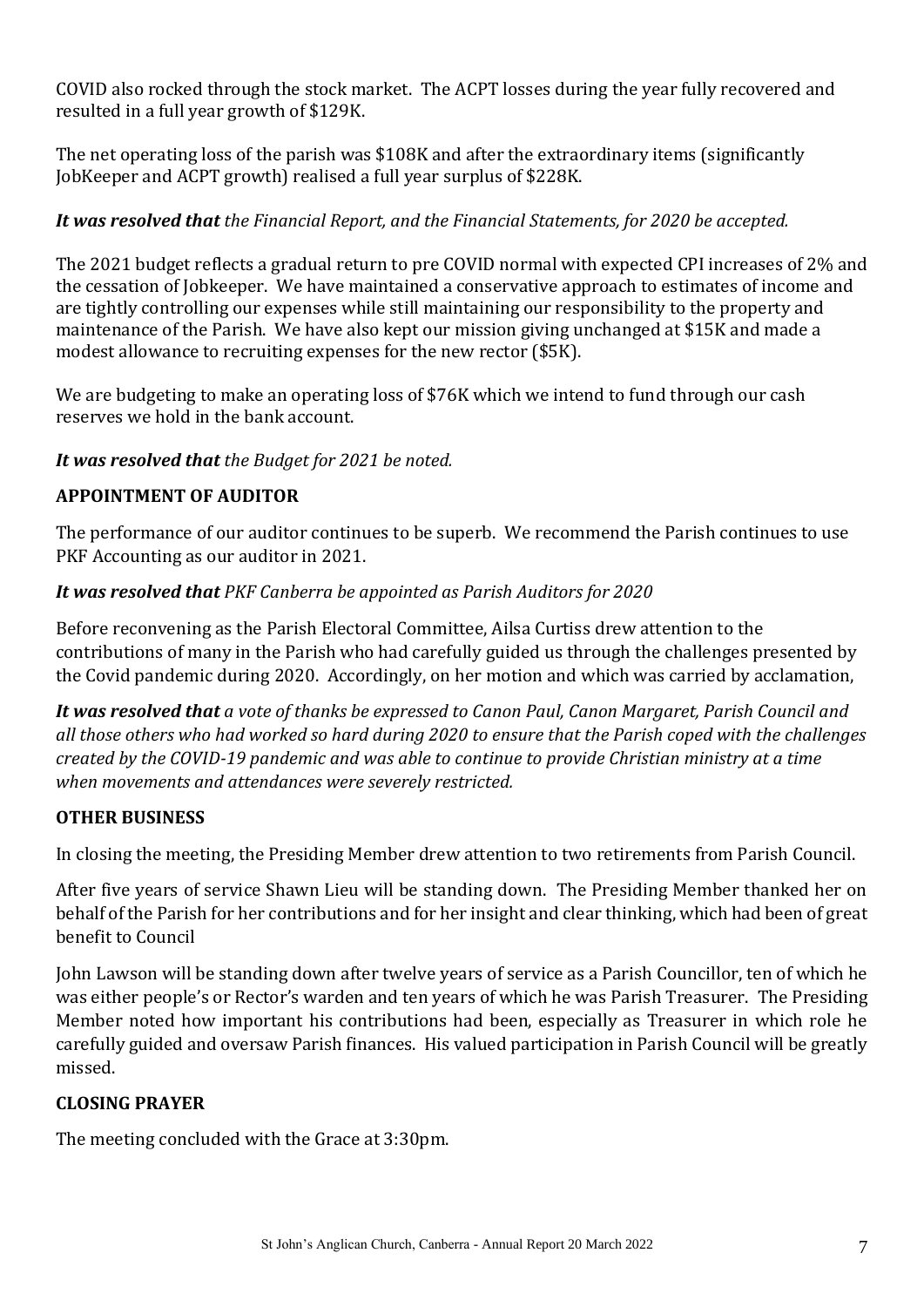COVID also rocked through the stock market. The ACPT losses during the year fully recovered and resulted in a full year growth of $129K.

The net operating loss of the parish was $108K and after the extraordinary items (significantly JobKeeper and ACPT growth) realised a full year surplus of $228K.

***It was resolved that** the Financial Report, and the Financial Statements, for 2020 be accepted.*

The 2021 budget reflects a gradual return to pre COVID normal with expected CPI increases of 2% and the cessation of Jobkeeper. We have maintained a conservative approach to estimates of income and are tightly controlling our expenses while still maintaining our responsibility to the property and maintenance of the Parish. We have also kept our mission giving unchanged at $15K and made a modest allowance to recruiting expenses for the new rector ($5K).

We are budgeting to make an operating loss of $76K which we intend to fund through our cash reserves we hold in the bank account.

***It was resolved that** the Budget for 2021 be noted.*

## APPOINTMENT OF AUDITOR

The performance of our auditor continues to be superb. We recommend the Parish continues to use PKF Accounting as our auditor in 2021.

***It was resolved that** PKF Canberra be appointed as Parish Auditors for 2020*

Before reconvening as the Parish Electoral Committee, Ailsa Curtiss drew attention to the contributions of many in the Parish who had carefully guided us through the challenges presented by the Covid pandemic during 2020. Accordingly, on her motion and which was carried by acclamation,

***It was resolved that** a vote of thanks be expressed to Canon Paul, Canon Margaret, Parish Council and all those others who had worked so hard during 2020 to ensure that the Parish coped with the challenges created by the COVID-19 pandemic and was able to continue to provide Christian ministry at a time when movements and attendances were severely restricted.*

## OTHER BUSINESS

In closing the meeting, the Presiding Member drew attention to two retirements from Parish Council.

After five years of service Shawn Lieu will be standing down. The Presiding Member thanked her on behalf of the Parish for her contributions and for her insight and clear thinking, which had been of great benefit to Council

John Lawson will be standing down after twelve years of service as a Parish Councillor, ten of which he was either people's or Rector's warden and ten years of which he was Parish Treasurer. The Presiding Member noted how important his contributions had been, especially as Treasurer in which role he carefully guided and oversaw Parish finances. His valued participation in Parish Council will be greatly missed.

## CLOSING PRAYER

The meeting concluded with the Grace at 3:30pm.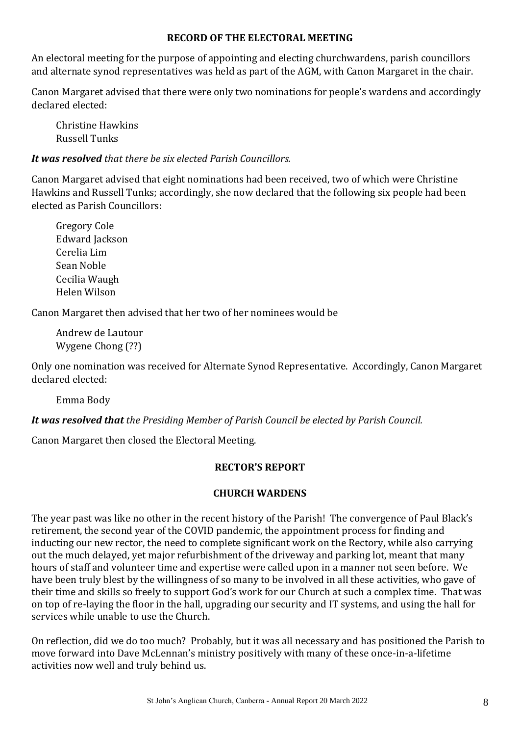## RECORD OF THE ELECTORAL MEETING

An electoral meeting for the purpose of appointing and electing churchwardens, parish councillors and alternate synod representatives was held as part of the AGM, with Canon Margaret in the chair.

Canon Margaret advised that there were only two nominations for people's wardens and accordingly declared elected:

Christine Hawkins
Russell Tunks

***It was resolved*** *that there be six elected Parish Councillors.*

Canon Margaret advised that eight nominations had been received, two of which were Christine Hawkins and Russell Tunks; accordingly, she now declared that the following six people had been elected as Parish Councillors:

Gregory Cole
Edward Jackson
Cerelia Lim
Sean Noble
Cecilia Waugh
Helen Wilson

Canon Margaret then advised that her two of her nominees would be

Andrew de Lautour
Wygene Chong (??)

Only one nomination was received for Alternate Synod Representative. Accordingly, Canon Margaret declared elected:

Emma Body

***It was resolved that*** *the Presiding Member of Parish Council be elected by Parish Council.*

Canon Margaret then closed the Electoral Meeting.

## RECTOR'S REPORT

## CHURCH WARDENS

The year past was like no other in the recent history of the Parish! The convergence of Paul Black's retirement, the second year of the COVID pandemic, the appointment process for finding and inducting our new rector, the need to complete significant work on the Rectory, while also carrying out the much delayed, yet major refurbishment of the driveway and parking lot, meant that many hours of staff and volunteer time and expertise were called upon in a manner not seen before. We have been truly blest by the willingness of so many to be involved in all these activities, who gave of their time and skills so freely to support God's work for our Church at such a complex time. That was on top of re-laying the floor in the hall, upgrading our security and IT systems, and using the hall for services while unable to use the Church.

On reflection, did we do too much? Probably, but it was all necessary and has positioned the Parish to move forward into Dave McLennan's ministry positively with many of these once-in-a-lifetime activities now well and truly behind us.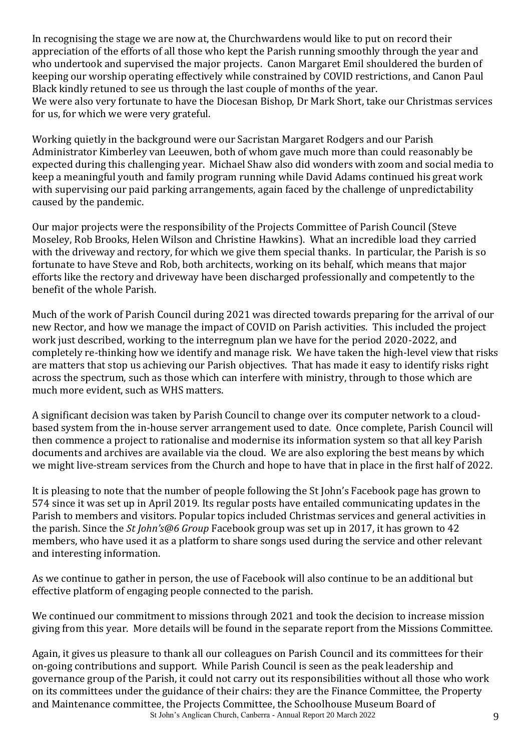In recognising the stage we are now at, the Churchwardens would like to put on record their appreciation of the efforts of all those who kept the Parish running smoothly through the year and who undertook and supervised the major projects. Canon Margaret Emil shouldered the burden of keeping our worship operating effectively while constrained by COVID restrictions, and Canon Paul Black kindly retuned to see us through the last couple of months of the year.
We were also very fortunate to have the Diocesan Bishop, Dr Mark Short, take our Christmas services for us, for which we were very grateful.

Working quietly in the background were our Sacristan Margaret Rodgers and our Parish Administrator Kimberley van Leeuwen, both of whom gave much more than could reasonably be expected during this challenging year. Michael Shaw also did wonders with zoom and social media to keep a meaningful youth and family program running while David Adams continued his great work with supervising our paid parking arrangements, again faced by the challenge of unpredictability caused by the pandemic.

Our major projects were the responsibility of the Projects Committee of Parish Council (Steve Moseley, Rob Brooks, Helen Wilson and Christine Hawkins). What an incredible load they carried with the driveway and rectory, for which we give them special thanks. In particular, the Parish is so fortunate to have Steve and Rob, both architects, working on its behalf, which means that major efforts like the rectory and driveway have been discharged professionally and competently to the benefit of the whole Parish.

Much of the work of Parish Council during 2021 was directed towards preparing for the arrival of our new Rector, and how we manage the impact of COVID on Parish activities. This included the project work just described, working to the interregnum plan we have for the period 2020-2022, and completely re-thinking how we identify and manage risk. We have taken the high-level view that risks are matters that stop us achieving our Parish objectives. That has made it easy to identify risks right across the spectrum, such as those which can interfere with ministry, through to those which are much more evident, such as WHS matters.

A significant decision was taken by Parish Council to change over its computer network to a cloud-based system from the in-house server arrangement used to date. Once complete, Parish Council will then commence a project to rationalise and modernise its information system so that all key Parish documents and archives are available via the cloud. We are also exploring the best means by which we might live-stream services from the Church and hope to have that in place in the first half of 2022.

It is pleasing to note that the number of people following the St John's Facebook page has grown to 574 since it was set up in April 2019. Its regular posts have entailed communicating updates in the Parish to members and visitors. Popular topics included Christmas services and general activities in the parish. Since the *St John's@6 Group* Facebook group was set up in 2017, it has grown to 42 members, who have used it as a platform to share songs used during the service and other relevant and interesting information.

As we continue to gather in person, the use of Facebook will also continue to be an additional but effective platform of engaging people connected to the parish.

We continued our commitment to missions through 2021 and took the decision to increase mission giving from this year. More details will be found in the separate report from the Missions Committee.

Again, it gives us pleasure to thank all our colleagues on Parish Council and its committees for their on-going contributions and support. While Parish Council is seen as the peak leadership and governance group of the Parish, it could not carry out its responsibilities without all those who work on its committees under the guidance of their chairs: they are the Finance Committee, the Property and Maintenance committee, the Projects Committee, the Schoolhouse Museum Board of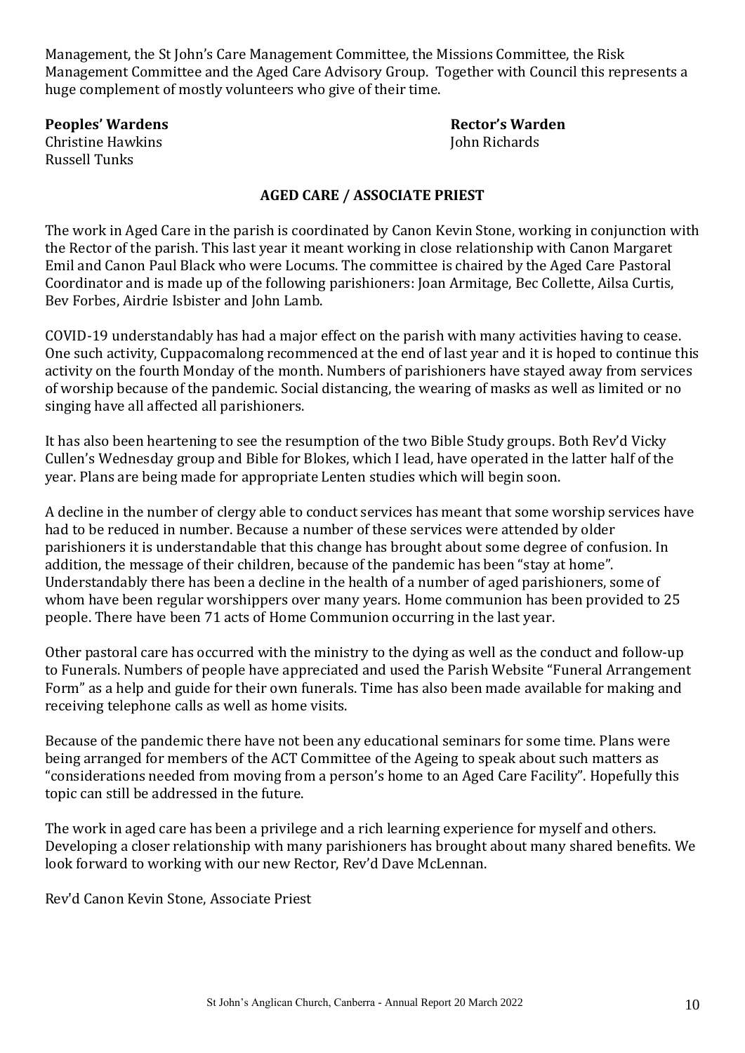Management, the St John's Care Management Committee, the Missions Committee, the Risk Management Committee and the Aged Care Advisory Group. Together with Council this represents a huge complement of mostly volunteers who give of their time.

**Peoples' Wardens**
Christine Hawkins
Russell Tunks

**Rector's Warden**
John Richards

## AGED CARE / ASSOCIATE PRIEST

The work in Aged Care in the parish is coordinated by Canon Kevin Stone, working in conjunction with the Rector of the parish. This last year it meant working in close relationship with Canon Margaret Emil and Canon Paul Black who were Locums. The committee is chaired by the Aged Care Pastoral Coordinator and is made up of the following parishioners: Joan Armitage, Bec Collette, Ailsa Curtis, Bev Forbes, Airdrie Isbister and John Lamb.

COVID-19 understandably has had a major effect on the parish with many activities having to cease. One such activity, Cuppacomalong recommenced at the end of last year and it is hoped to continue this activity on the fourth Monday of the month. Numbers of parishioners have stayed away from services of worship because of the pandemic. Social distancing, the wearing of masks as well as limited or no singing have all affected all parishioners.

It has also been heartening to see the resumption of the two Bible Study groups. Both Rev'd Vicky Cullen's Wednesday group and Bible for Blokes, which I lead, have operated in the latter half of the year. Plans are being made for appropriate Lenten studies which will begin soon.

A decline in the number of clergy able to conduct services has meant that some worship services have had to be reduced in number. Because a number of these services were attended by older parishioners it is understandable that this change has brought about some degree of confusion. In addition, the message of their children, because of the pandemic has been "stay at home". Understandably there has been a decline in the health of a number of aged parishioners, some of whom have been regular worshippers over many years. Home communion has been provided to 25 people. There have been 71 acts of Home Communion occurring in the last year.

Other pastoral care has occurred with the ministry to the dying as well as the conduct and follow-up to Funerals. Numbers of people have appreciated and used the Parish Website "Funeral Arrangement Form" as a help and guide for their own funerals. Time has also been made available for making and receiving telephone calls as well as home visits.

Because of the pandemic there have not been any educational seminars for some time. Plans were being arranged for members of the ACT Committee of the Ageing to speak about such matters as "considerations needed from moving from a person's home to an Aged Care Facility". Hopefully this topic can still be addressed in the future.

The work in aged care has been a privilege and a rich learning experience for myself and others. Developing a closer relationship with many parishioners has brought about many shared benefits. We look forward to working with our new Rector, Rev'd Dave McLennan.

Rev'd Canon Kevin Stone, Associate Priest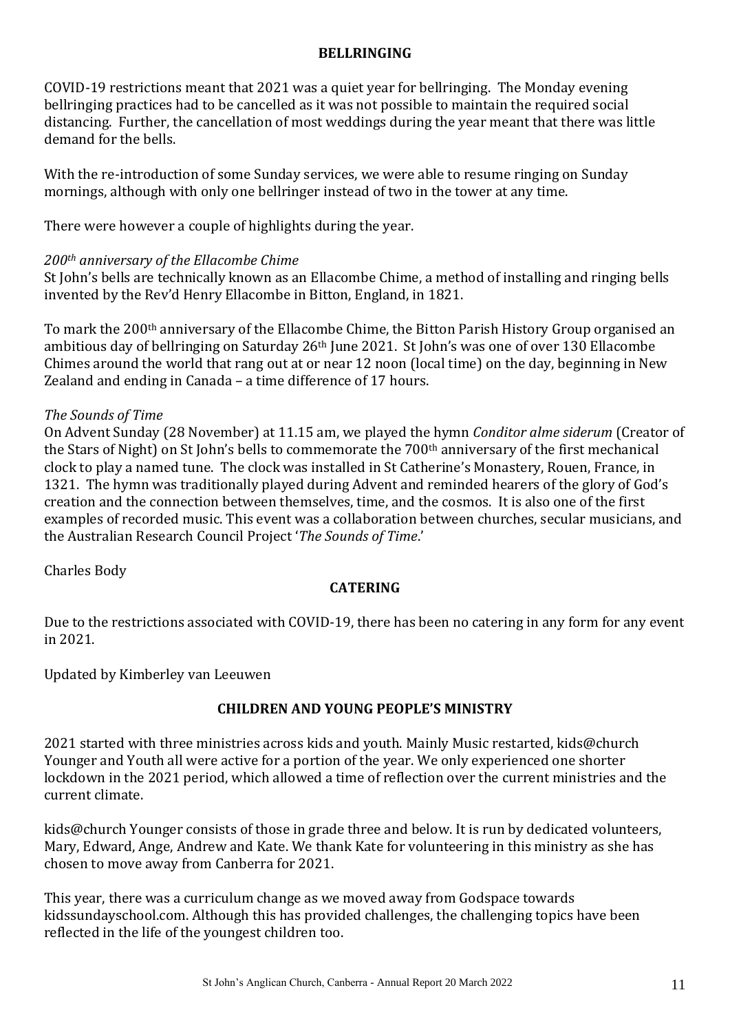## BELLRINGING

COVID-19 restrictions meant that 2021 was a quiet year for bellringing. The Monday evening bellringing practices had to be cancelled as it was not possible to maintain the required social distancing. Further, the cancellation of most weddings during the year meant that there was little demand for the bells.

With the re-introduction of some Sunday services, we were able to resume ringing on Sunday mornings, although with only one bellringer instead of two in the tower at any time.

There were however a couple of highlights during the year.

*200th anniversary of the Ellacombe Chime*

St John's bells are technically known as an Ellacombe Chime, a method of installing and ringing bells invented by the Rev'd Henry Ellacombe in Bitton, England, in 1821.

To mark the 200th anniversary of the Ellacombe Chime, the Bitton Parish History Group organised an ambitious day of bellringing on Saturday 26th June 2021. St John's was one of over 130 Ellacombe Chimes around the world that rang out at or near 12 noon (local time) on the day, beginning in New Zealand and ending in Canada – a time difference of 17 hours.

*The Sounds of Time*

On Advent Sunday (28 November) at 11.15 am, we played the hymn *Conditor alme siderum* (Creator of the Stars of Night) on St John's bells to commemorate the 700th anniversary of the first mechanical clock to play a named tune. The clock was installed in St Catherine's Monastery, Rouen, France, in 1321. The hymn was traditionally played during Advent and reminded hearers of the glory of God's creation and the connection between themselves, time, and the cosmos. It is also one of the first examples of recorded music. This event was a collaboration between churches, secular musicians, and the Australian Research Council Project '*The Sounds of Time*.'

Charles Body

## CATERING

Due to the restrictions associated with COVID-19, there has been no catering in any form for any event in 2021.

Updated by Kimberley van Leeuwen

## CHILDREN AND YOUNG PEOPLE'S MINISTRY

2021 started with three ministries across kids and youth. Mainly Music restarted, kids@church Younger and Youth all were active for a portion of the year. We only experienced one shorter lockdown in the 2021 period, which allowed a time of reflection over the current ministries and the current climate.

kids@church Younger consists of those in grade three and below. It is run by dedicated volunteers, Mary, Edward, Ange, Andrew and Kate. We thank Kate for volunteering in this ministry as she has chosen to move away from Canberra for 2021.

This year, there was a curriculum change as we moved away from Godspace towards kidssundayschool.com. Although this has provided challenges, the challenging topics have been reflected in the life of the youngest children too.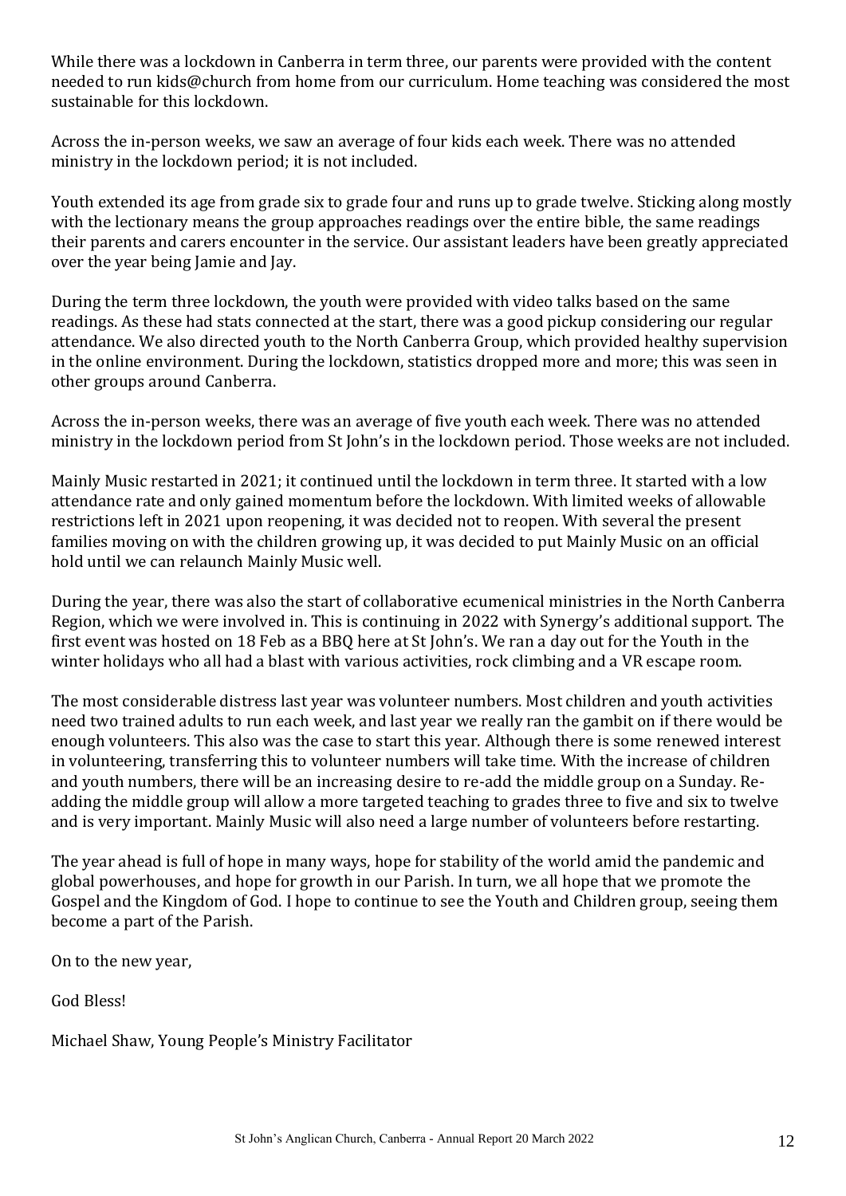While there was a lockdown in Canberra in term three, our parents were provided with the content needed to run kids@church from home from our curriculum. Home teaching was considered the most sustainable for this lockdown.

Across the in-person weeks, we saw an average of four kids each week. There was no attended ministry in the lockdown period; it is not included.

Youth extended its age from grade six to grade four and runs up to grade twelve. Sticking along mostly with the lectionary means the group approaches readings over the entire bible, the same readings their parents and carers encounter in the service. Our assistant leaders have been greatly appreciated over the year being Jamie and Jay.

During the term three lockdown, the youth were provided with video talks based on the same readings. As these had stats connected at the start, there was a good pickup considering our regular attendance. We also directed youth to the North Canberra Group, which provided healthy supervision in the online environment. During the lockdown, statistics dropped more and more; this was seen in other groups around Canberra.

Across the in-person weeks, there was an average of five youth each week. There was no attended ministry in the lockdown period from St John's in the lockdown period. Those weeks are not included.

Mainly Music restarted in 2021; it continued until the lockdown in term three. It started with a low attendance rate and only gained momentum before the lockdown. With limited weeks of allowable restrictions left in 2021 upon reopening, it was decided not to reopen. With several the present families moving on with the children growing up, it was decided to put Mainly Music on an official hold until we can relaunch Mainly Music well.

During the year, there was also the start of collaborative ecumenical ministries in the North Canberra Region, which we were involved in. This is continuing in 2022 with Synergy's additional support. The first event was hosted on 18 Feb as a BBQ here at St John's. We ran a day out for the Youth in the winter holidays who all had a blast with various activities, rock climbing and a VR escape room.

The most considerable distress last year was volunteer numbers. Most children and youth activities need two trained adults to run each week, and last year we really ran the gambit on if there would be enough volunteers. This also was the case to start this year. Although there is some renewed interest in volunteering, transferring this to volunteer numbers will take time. With the increase of children and youth numbers, there will be an increasing desire to re-add the middle group on a Sunday. Re-adding the middle group will allow a more targeted teaching to grades three to five and six to twelve and is very important. Mainly Music will also need a large number of volunteers before restarting.

The year ahead is full of hope in many ways, hope for stability of the world amid the pandemic and global powerhouses, and hope for growth in our Parish. In turn, we all hope that we promote the Gospel and the Kingdom of God. I hope to continue to see the Youth and Children group, seeing them become a part of the Parish.

On to the new year,

God Bless!

Michael Shaw, Young People's Ministry Facilitator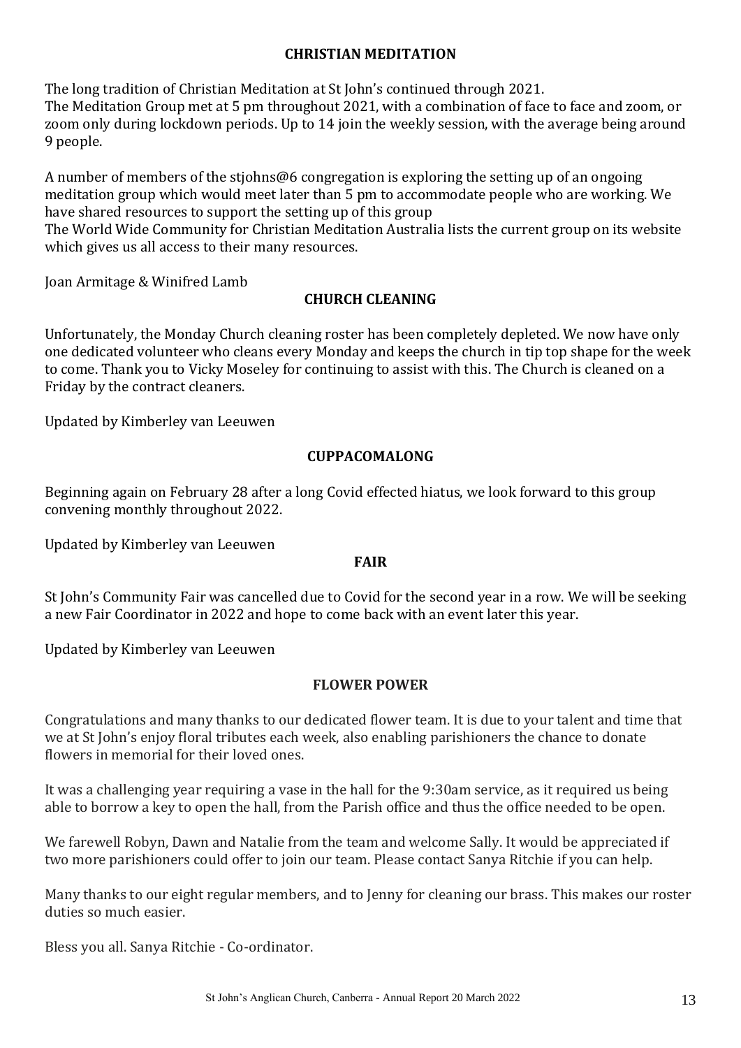## CHRISTIAN MEDITATION

The long tradition of Christian Meditation at St John's continued through 2021.
The Meditation Group met at 5 pm throughout 2021, with a combination of face to face and zoom, or zoom only during lockdown periods. Up to 14 join the weekly session, with the average being around 9 people.

A number of members of the stjohns@6 congregation is exploring the setting up of an ongoing meditation group which would meet later than 5 pm to accommodate people who are working. We have shared resources to support the setting up of this group
The World Wide Community for Christian Meditation Australia lists the current group on its website which gives us all access to their many resources.

Joan Armitage & Winifred Lamb

## CHURCH CLEANING

Unfortunately, the Monday Church cleaning roster has been completely depleted. We now have only one dedicated volunteer who cleans every Monday and keeps the church in tip top shape for the week to come. Thank you to Vicky Moseley for continuing to assist with this. The Church is cleaned on a Friday by the contract cleaners.

Updated by Kimberley van Leeuwen

## CUPPACOMALONG

Beginning again on February 28 after a long Covid effected hiatus, we look forward to this group convening monthly throughout 2022.

Updated by Kimberley van Leeuwen

## FAIR

St John's Community Fair was cancelled due to Covid for the second year in a row. We will be seeking a new Fair Coordinator in 2022 and hope to come back with an event later this year.

Updated by Kimberley van Leeuwen

## FLOWER POWER

Congratulations and many thanks to our dedicated flower team. It is due to your talent and time that we at St John's enjoy floral tributes each week, also enabling parishioners the chance to donate flowers in memorial for their loved ones.

It was a challenging year requiring a vase in the hall for the 9:30am service, as it required us being able to borrow a key to open the hall, from the Parish office and thus the office needed to be open.

We farewell Robyn, Dawn and Natalie from the team and welcome Sally. It would be appreciated if two more parishioners could offer to join our team. Please contact Sanya Ritchie if you can help.

Many thanks to our eight regular members, and to Jenny for cleaning our brass. This makes our roster duties so much easier.

Bless you all. Sanya Ritchie - Co-ordinator.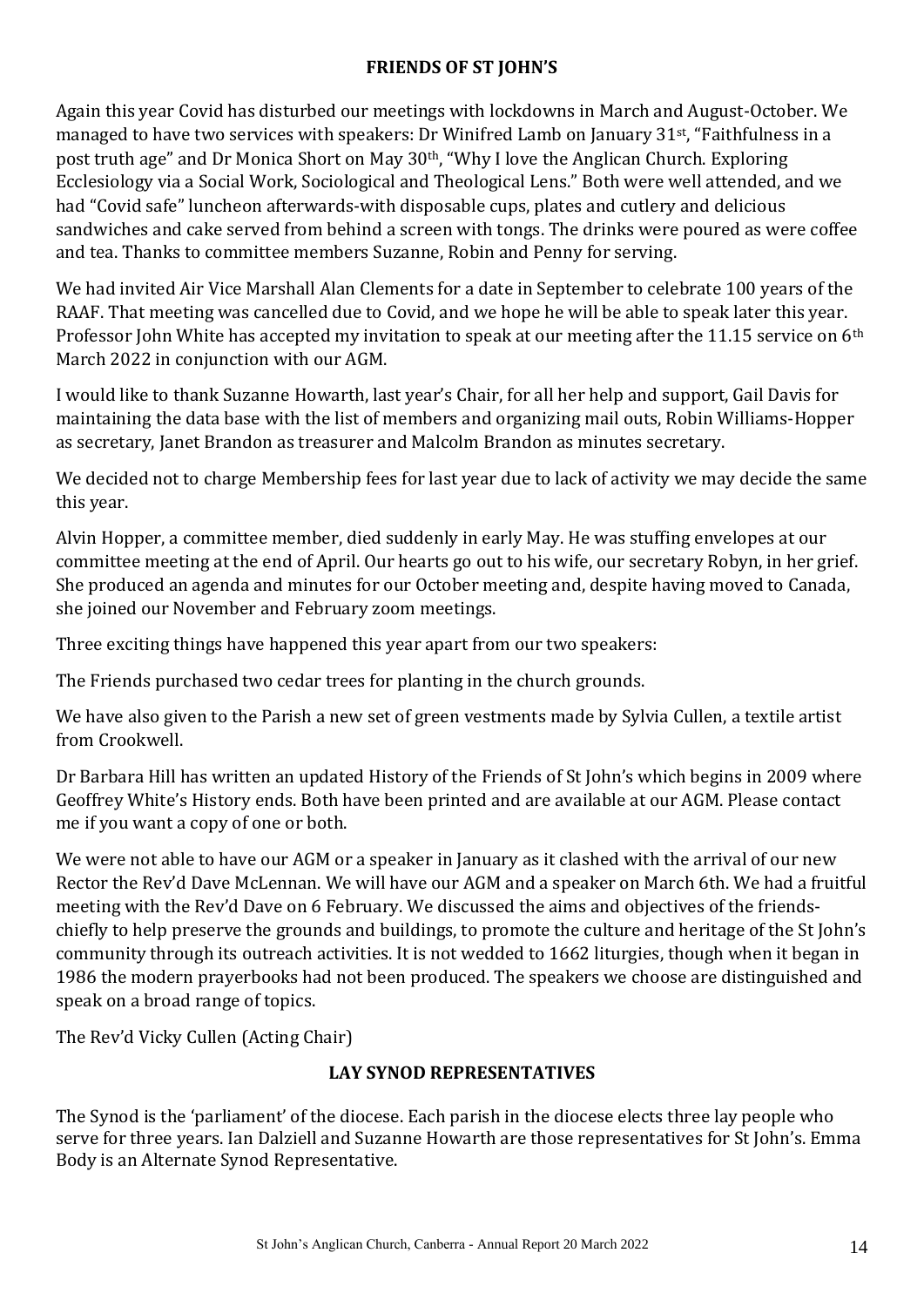## FRIENDS OF ST JOHN'S

Again this year Covid has disturbed our meetings with lockdowns in March and August-October. We managed to have two services with speakers: Dr Winifred Lamb on January 31st, "Faithfulness in a post truth age" and Dr Monica Short on May 30th, "Why I love the Anglican Church. Exploring Ecclesiology via a Social Work, Sociological and Theological Lens." Both were well attended, and we had "Covid safe" luncheon afterwards-with disposable cups, plates and cutlery and delicious sandwiches and cake served from behind a screen with tongs. The drinks were poured as were coffee and tea. Thanks to committee members Suzanne, Robin and Penny for serving.

We had invited Air Vice Marshall Alan Clements for a date in September to celebrate 100 years of the RAAF. That meeting was cancelled due to Covid, and we hope he will be able to speak later this year. Professor John White has accepted my invitation to speak at our meeting after the 11.15 service on 6th March 2022 in conjunction with our AGM.

I would like to thank Suzanne Howarth, last year's Chair, for all her help and support, Gail Davis for maintaining the data base with the list of members and organizing mail outs, Robin Williams-Hopper as secretary, Janet Brandon as treasurer and Malcolm Brandon as minutes secretary.

We decided not to charge Membership fees for last year due to lack of activity we may decide the same this year.

Alvin Hopper, a committee member, died suddenly in early May. He was stuffing envelopes at our committee meeting at the end of April. Our hearts go out to his wife, our secretary Robyn, in her grief. She produced an agenda and minutes for our October meeting and, despite having moved to Canada, she joined our November and February zoom meetings.

Three exciting things have happened this year apart from our two speakers:

The Friends purchased two cedar trees for planting in the church grounds.

We have also given to the Parish a new set of green vestments made by Sylvia Cullen, a textile artist from Crookwell.

Dr Barbara Hill has written an updated History of the Friends of St John's which begins in 2009 where Geoffrey White's History ends. Both have been printed and are available at our AGM. Please contact me if you want a copy of one or both.

We were not able to have our AGM or a speaker in January as it clashed with the arrival of our new Rector the Rev'd Dave McLennan. We will have our AGM and a speaker on March 6th. We had a fruitful meeting with the Rev'd Dave on 6 February. We discussed the aims and objectives of the friends-chiefly to help preserve the grounds and buildings, to promote the culture and heritage of the St John's community through its outreach activities. It is not wedded to 1662 liturgies, though when it began in 1986 the modern prayerbooks had not been produced. The speakers we choose are distinguished and speak on a broad range of topics.

The Rev'd Vicky Cullen (Acting Chair)

## LAY SYNOD REPRESENTATIVES

The Synod is the 'parliament' of the diocese. Each parish in the diocese elects three lay people who serve for three years. Ian Dalziell and Suzanne Howarth are those representatives for St John's. Emma Body is an Alternate Synod Representative.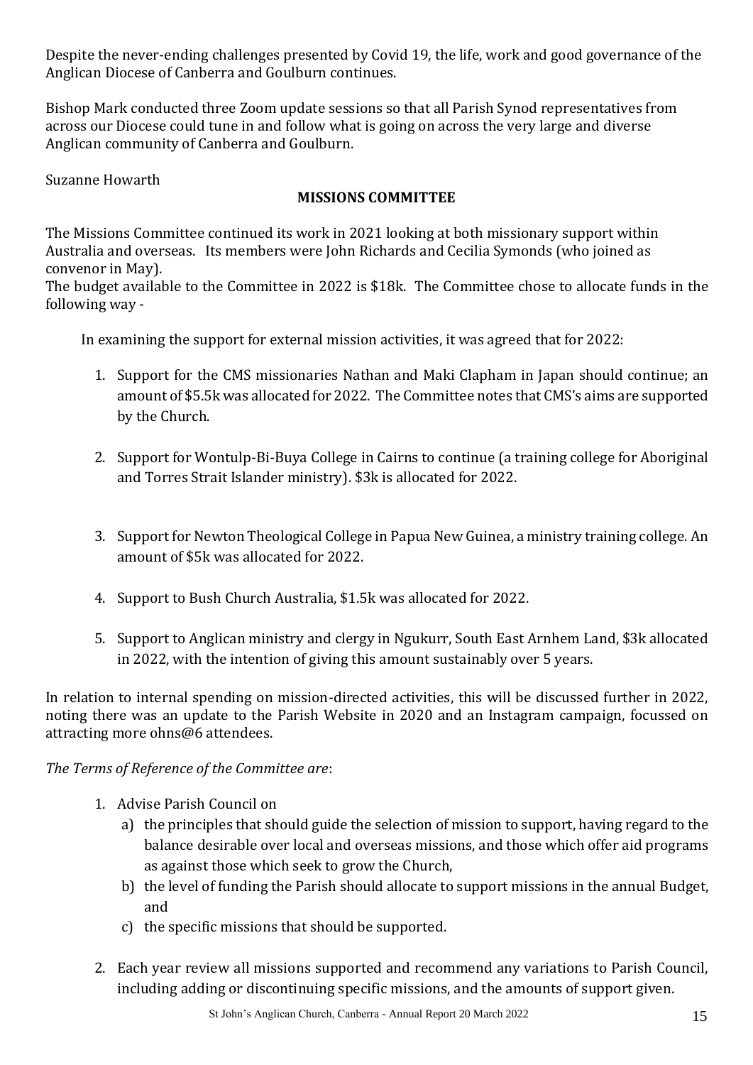Despite the never-ending challenges presented by Covid 19, the life, work and good governance of the Anglican Diocese of Canberra and Goulburn continues.

Bishop Mark conducted three Zoom update sessions so that all Parish Synod representatives from across our Diocese could tune in and follow what is going on across the very large and diverse Anglican community of Canberra and Goulburn.

Suzanne Howarth

## MISSIONS COMMITTEE

The Missions Committee continued its work in 2021 looking at both missionary support within Australia and overseas. Its members were John Richards and Cecilia Symonds (who joined as convenor in May).

The budget available to the Committee in 2022 is $18k. The Committee chose to allocate funds in the following way -

In examining the support for external mission activities, it was agreed that for 2022:

1. Support for the CMS missionaries Nathan and Maki Clapham in Japan should continue; an amount of $5.5k was allocated for 2022. The Committee notes that CMS's aims are supported by the Church.

2. Support for Wontulp-Bi-Buya College in Cairns to continue (a training college for Aboriginal and Torres Strait Islander ministry). $3k is allocated for 2022.

3. Support for Newton Theological College in Papua New Guinea, a ministry training college. An amount of $5k was allocated for 2022.

4. Support to Bush Church Australia, $1.5k was allocated for 2022.

5. Support to Anglican ministry and clergy in Ngukurr, South East Arnhem Land, $3k allocated in 2022, with the intention of giving this amount sustainably over 5 years.

In relation to internal spending on mission-directed activities, this will be discussed further in 2022, noting there was an update to the Parish Website in 2020 and an Instagram campaign, focussed on attracting more ohns@6 attendees.

*The Terms of Reference of the Committee are*:

1. Advise Parish Council on
   a) the principles that should guide the selection of mission to support, having regard to the balance desirable over local and overseas missions, and those which offer aid programs as against those which seek to grow the Church,
   b) the level of funding the Parish should allocate to support missions in the annual Budget, and
   c) the specific missions that should be supported.

2. Each year review all missions supported and recommend any variations to Parish Council, including adding or discontinuing specific missions, and the amounts of support given.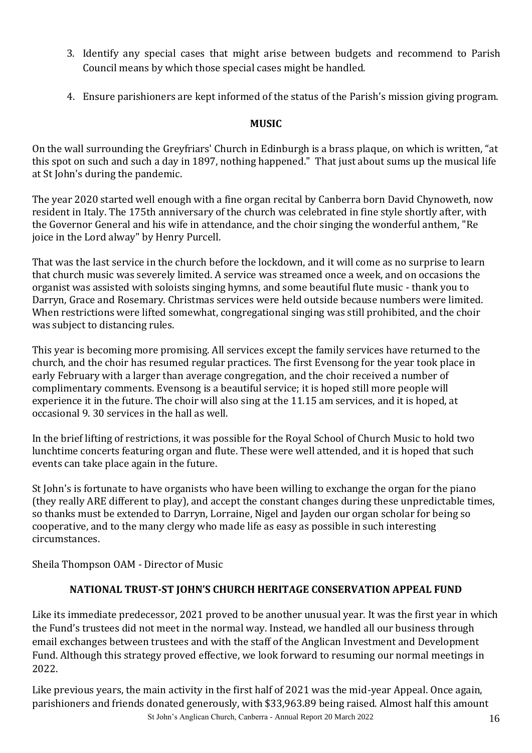3. Identify any special cases that might arise between budgets and recommend to Parish Council means by which those special cases might be handled.
4. Ensure parishioners are kept informed of the status of the Parish's mission giving program.

## MUSIC

On the wall surrounding the Greyfriars' Church in Edinburgh is a brass plaque, on which is written, "at this spot on such and such a day in 1897, nothing happened." That just about sums up the musical life at St John's during the pandemic.

The year 2020 started well enough with a fine organ recital by Canberra born David Chynoweth, now resident in Italy. The 175th anniversary of the church was celebrated in fine style shortly after, with the Governor General and his wife in attendance, and the choir singing the wonderful anthem, "Re joice in the Lord alway" by Henry Purcell.

That was the last service in the church before the lockdown, and it will come as no surprise to learn that church music was severely limited. A service was streamed once a week, and on occasions the organist was assisted with soloists singing hymns, and some beautiful flute music - thank you to Darryn, Grace and Rosemary. Christmas services were held outside because numbers were limited. When restrictions were lifted somewhat, congregational singing was still prohibited, and the choir was subject to distancing rules.

This year is becoming more promising. All services except the family services have returned to the church, and the choir has resumed regular practices. The first Evensong for the year took place in early February with a larger than average congregation, and the choir received a number of complimentary comments. Evensong is a beautiful service; it is hoped still more people will experience it in the future. The choir will also sing at the 11.15 am services, and it is hoped, at occasional 9. 30 services in the hall as well.

In the brief lifting of restrictions, it was possible for the Royal School of Church Music to hold two lunchtime concerts featuring organ and flute. These were well attended, and it is hoped that such events can take place again in the future.

St John's is fortunate to have organists who have been willing to exchange the organ for the piano (they really ARE different to play), and accept the constant changes during these unpredictable times, so thanks must be extended to Darryn, Lorraine, Nigel and Jayden our organ scholar for being so cooperative, and to the many clergy who made life as easy as possible in such interesting circumstances.

Sheila Thompson OAM - Director of Music

## NATIONAL TRUST-ST JOHN'S CHURCH HERITAGE CONSERVATION APPEAL FUND

Like its immediate predecessor, 2021 proved to be another unusual year. It was the first year in which the Fund's trustees did not meet in the normal way. Instead, we handled all our business through email exchanges between trustees and with the staff of the Anglican Investment and Development Fund. Although this strategy proved effective, we look forward to resuming our normal meetings in 2022.

Like previous years, the main activity in the first half of 2021 was the mid-year Appeal. Once again, parishioners and friends donated generously, with $33,963.89 being raised. Almost half this amount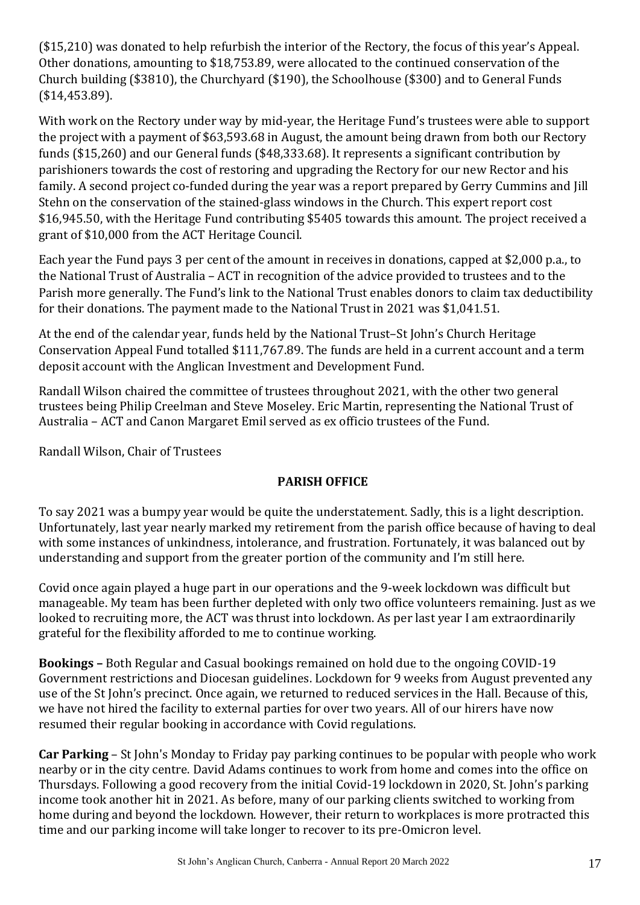($15,210) was donated to help refurbish the interior of the Rectory, the focus of this year's Appeal. Other donations, amounting to $18,753.89, were allocated to the continued conservation of the Church building ($3810), the Churchyard ($190), the Schoolhouse ($300) and to General Funds ($14,453.89).

With work on the Rectory under way by mid-year, the Heritage Fund's trustees were able to support the project with a payment of $63,593.68 in August, the amount being drawn from both our Rectory funds ($15,260) and our General funds ($48,333.68). It represents a significant contribution by parishioners towards the cost of restoring and upgrading the Rectory for our new Rector and his family. A second project co-funded during the year was a report prepared by Gerry Cummins and Jill Stehn on the conservation of the stained-glass windows in the Church. This expert report cost $16,945.50, with the Heritage Fund contributing $5405 towards this amount. The project received a grant of $10,000 from the ACT Heritage Council.

Each year the Fund pays 3 per cent of the amount in receives in donations, capped at $2,000 p.a., to the National Trust of Australia – ACT in recognition of the advice provided to trustees and to the Parish more generally. The Fund's link to the National Trust enables donors to claim tax deductibility for their donations. The payment made to the National Trust in 2021 was $1,041.51.

At the end of the calendar year, funds held by the National Trust–St John's Church Heritage Conservation Appeal Fund totalled $111,767.89. The funds are held in a current account and a term deposit account with the Anglican Investment and Development Fund.

Randall Wilson chaired the committee of trustees throughout 2021, with the other two general trustees being Philip Creelman and Steve Moseley. Eric Martin, representing the National Trust of Australia – ACT and Canon Margaret Emil served as ex officio trustees of the Fund.

Randall Wilson, Chair of Trustees

## PARISH OFFICE

To say 2021 was a bumpy year would be quite the understatement. Sadly, this is a light description. Unfortunately, last year nearly marked my retirement from the parish office because of having to deal with some instances of unkindness, intolerance, and frustration. Fortunately, it was balanced out by understanding and support from the greater portion of the community and I'm still here.

Covid once again played a huge part in our operations and the 9-week lockdown was difficult but manageable. My team has been further depleted with only two office volunteers remaining. Just as we looked to recruiting more, the ACT was thrust into lockdown. As per last year I am extraordinarily grateful for the flexibility afforded to me to continue working.

**Bookings –** Both Regular and Casual bookings remained on hold due to the ongoing COVID-19 Government restrictions and Diocesan guidelines. Lockdown for 9 weeks from August prevented any use of the St John's precinct. Once again, we returned to reduced services in the Hall. Because of this, we have not hired the facility to external parties for over two years. All of our hirers have now resumed their regular booking in accordance with Covid regulations.

**Car Parking** – St John's Monday to Friday pay parking continues to be popular with people who work nearby or in the city centre. David Adams continues to work from home and comes into the office on Thursdays. Following a good recovery from the initial Covid-19 lockdown in 2020, St. John's parking income took another hit in 2021. As before, many of our parking clients switched to working from home during and beyond the lockdown. However, their return to workplaces is more protracted this time and our parking income will take longer to recover to its pre-Omicron level.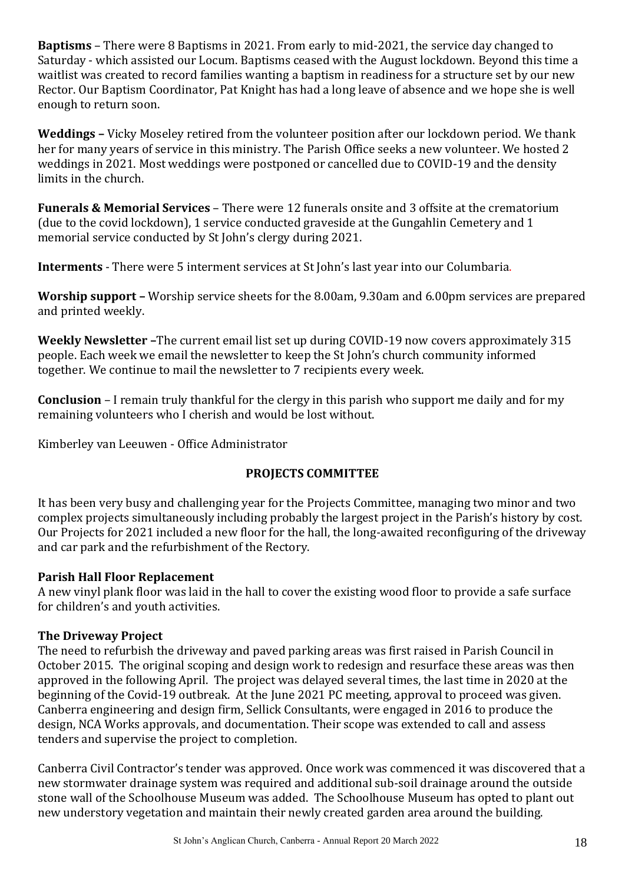**Baptisms** – There were 8 Baptisms in 2021. From early to mid-2021, the service day changed to Saturday - which assisted our Locum. Baptisms ceased with the August lockdown. Beyond this time a waitlist was created to record families wanting a baptism in readiness for a structure set by our new Rector. Our Baptism Coordinator, Pat Knight has had a long leave of absence and we hope she is well enough to return soon.

**Weddings –** Vicky Moseley retired from the volunteer position after our lockdown period. We thank her for many years of service in this ministry. The Parish Office seeks a new volunteer. We hosted 2 weddings in 2021. Most weddings were postponed or cancelled due to COVID-19 and the density limits in the church.

**Funerals & Memorial Services** – There were 12 funerals onsite and 3 offsite at the crematorium (due to the covid lockdown), 1 service conducted graveside at the Gungahlin Cemetery and 1 memorial service conducted by St John's clergy during 2021.

**Interments** - There were 5 interment services at St John's last year into our Columbaria.

**Worship support –** Worship service sheets for the 8.00am, 9.30am and 6.00pm services are prepared and printed weekly.

**Weekly Newsletter –**The current email list set up during COVID-19 now covers approximately 315 people. Each week we email the newsletter to keep the St John's church community informed together. We continue to mail the newsletter to 7 recipients every week.

**Conclusion** – I remain truly thankful for the clergy in this parish who support me daily and for my remaining volunteers who I cherish and would be lost without.

Kimberley van Leeuwen - Office Administrator

## PROJECTS COMMITTEE

It has been very busy and challenging year for the Projects Committee, managing two minor and two complex projects simultaneously including probably the largest project in the Parish's history by cost. Our Projects for 2021 included a new floor for the hall, the long-awaited reconfiguring of the driveway and car park and the refurbishment of the Rectory.

### Parish Hall Floor Replacement

A new vinyl plank floor was laid in the hall to cover the existing wood floor to provide a safe surface for children's and youth activities.

### The Driveway Project

The need to refurbish the driveway and paved parking areas was first raised in Parish Council in October 2015. The original scoping and design work to redesign and resurface these areas was then approved in the following April. The project was delayed several times, the last time in 2020 at the beginning of the Covid-19 outbreak. At the June 2021 PC meeting, approval to proceed was given. Canberra engineering and design firm, Sellick Consultants, were engaged in 2016 to produce the design, NCA Works approvals, and documentation. Their scope was extended to call and assess tenders and supervise the project to completion.

Canberra Civil Contractor's tender was approved. Once work was commenced it was discovered that a new stormwater drainage system was required and additional sub-soil drainage around the outside stone wall of the Schoolhouse Museum was added. The Schoolhouse Museum has opted to plant out new understory vegetation and maintain their newly created garden area around the building.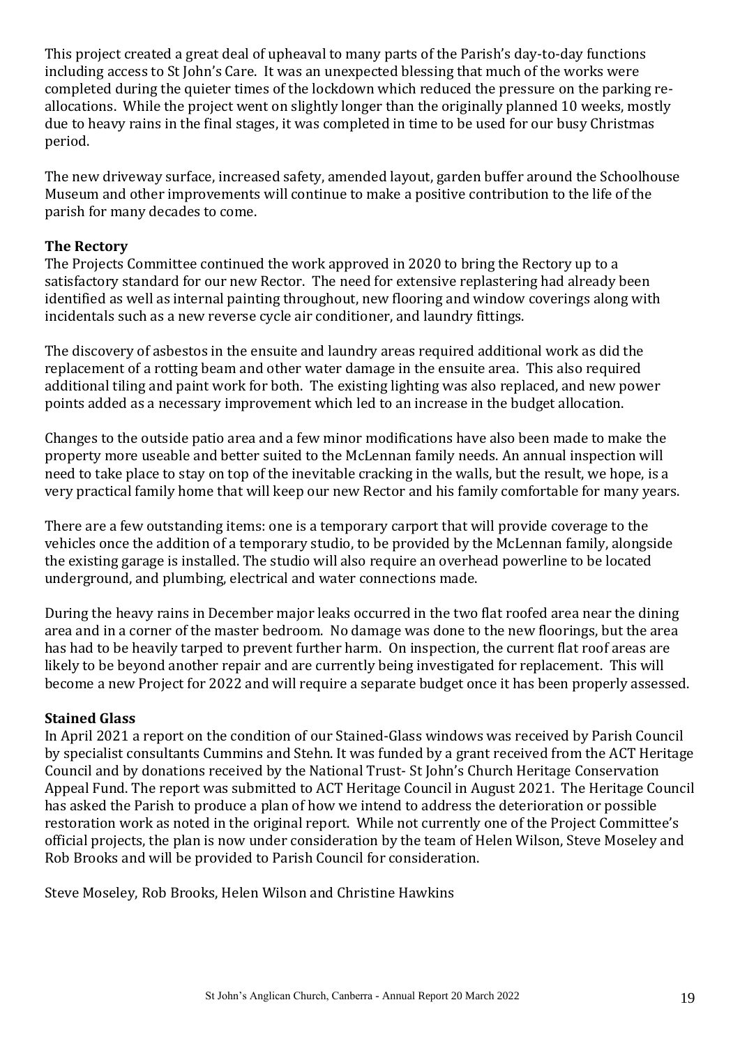This project created a great deal of upheaval to many parts of the Parish's day-to-day functions including access to St John's Care. It was an unexpected blessing that much of the works were completed during the quieter times of the lockdown which reduced the pressure on the parking re-allocations. While the project went on slightly longer than the originally planned 10 weeks, mostly due to heavy rains in the final stages, it was completed in time to be used for our busy Christmas period.

The new driveway surface, increased safety, amended layout, garden buffer around the Schoolhouse Museum and other improvements will continue to make a positive contribution to the life of the parish for many decades to come.

**The Rectory**

The Projects Committee continued the work approved in 2020 to bring the Rectory up to a satisfactory standard for our new Rector. The need for extensive replastering had already been identified as well as internal painting throughout, new flooring and window coverings along with incidentals such as a new reverse cycle air conditioner, and laundry fittings.

The discovery of asbestos in the ensuite and laundry areas required additional work as did the replacement of a rotting beam and other water damage in the ensuite area. This also required additional tiling and paint work for both. The existing lighting was also replaced, and new power points added as a necessary improvement which led to an increase in the budget allocation.

Changes to the outside patio area and a few minor modifications have also been made to make the property more useable and better suited to the McLennan family needs. An annual inspection will need to take place to stay on top of the inevitable cracking in the walls, but the result, we hope, is a very practical family home that will keep our new Rector and his family comfortable for many years.

There are a few outstanding items: one is a temporary carport that will provide coverage to the vehicles once the addition of a temporary studio, to be provided by the McLennan family, alongside the existing garage is installed. The studio will also require an overhead powerline to be located underground, and plumbing, electrical and water connections made.

During the heavy rains in December major leaks occurred in the two flat roofed area near the dining area and in a corner of the master bedroom. No damage was done to the new floorings, but the area has had to be heavily tarped to prevent further harm. On inspection, the current flat roof areas are likely to be beyond another repair and are currently being investigated for replacement. This will become a new Project for 2022 and will require a separate budget once it has been properly assessed.

**Stained Glass**

In April 2021 a report on the condition of our Stained-Glass windows was received by Parish Council by specialist consultants Cummins and Stehn. It was funded by a grant received from the ACT Heritage Council and by donations received by the National Trust- St John's Church Heritage Conservation Appeal Fund. The report was submitted to ACT Heritage Council in August 2021. The Heritage Council has asked the Parish to produce a plan of how we intend to address the deterioration or possible restoration work as noted in the original report. While not currently one of the Project Committee's official projects, the plan is now under consideration by the team of Helen Wilson, Steve Moseley and Rob Brooks and will be provided to Parish Council for consideration.

Steve Moseley, Rob Brooks, Helen Wilson and Christine Hawkins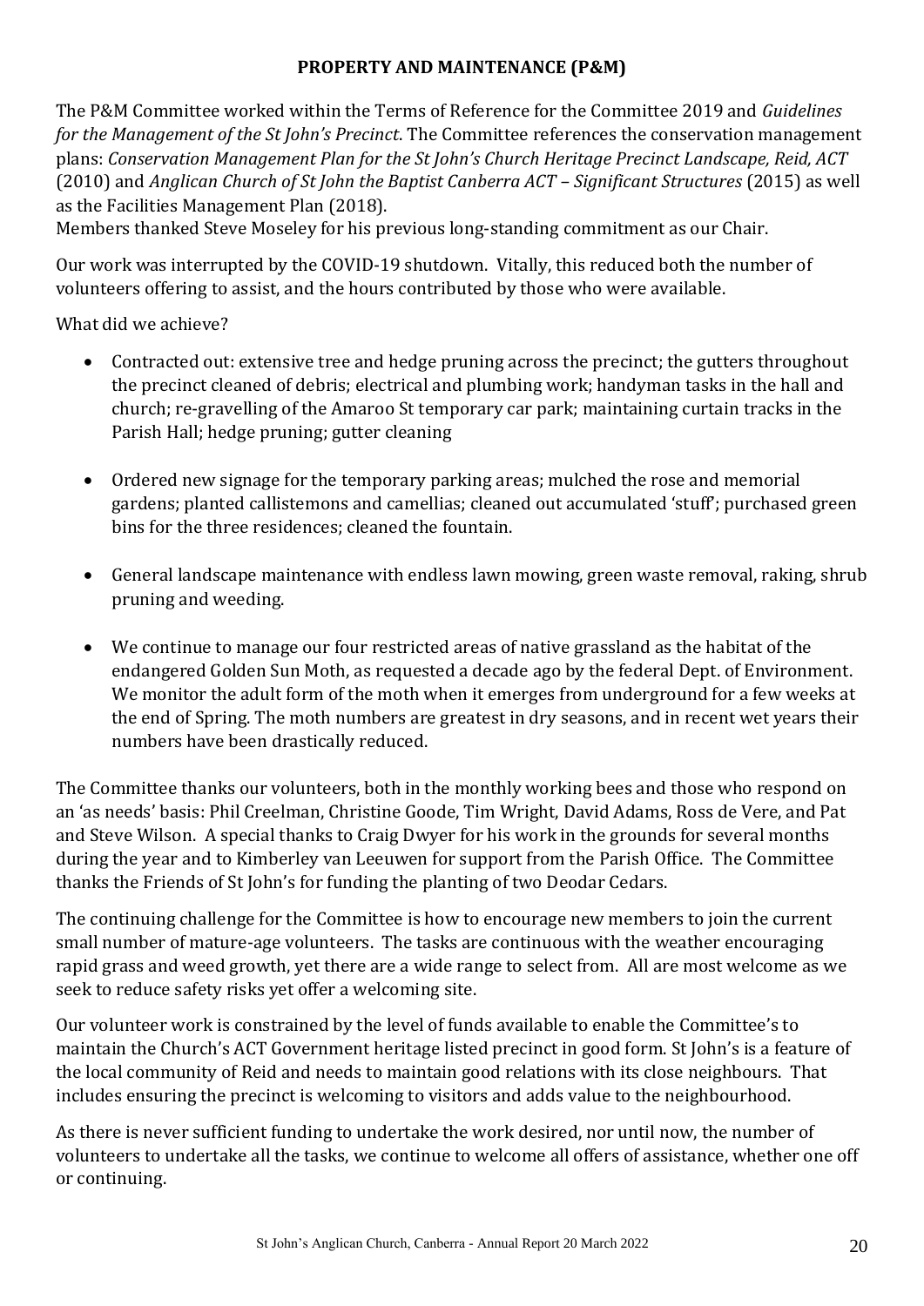## PROPERTY AND MAINTENANCE (P&M)

The P&M Committee worked within the Terms of Reference for the Committee 2019 and *Guidelines for the Management of the St John's Precinct*. The Committee references the conservation management plans: *Conservation Management Plan for the St John's Church Heritage Precinct Landscape, Reid, ACT* (2010) and *Anglican Church of St John the Baptist Canberra ACT – Significant Structures* (2015) as well as the Facilities Management Plan (2018).
Members thanked Steve Moseley for his previous long-standing commitment as our Chair.

Our work was interrupted by the COVID-19 shutdown. Vitally, this reduced both the number of volunteers offering to assist, and the hours contributed by those who were available.

What did we achieve?

- Contracted out: extensive tree and hedge pruning across the precinct; the gutters throughout the precinct cleaned of debris; electrical and plumbing work; handyman tasks in the hall and church; re-gravelling of the Amaroo St temporary car park; maintaining curtain tracks in the Parish Hall; hedge pruning; gutter cleaning

- Ordered new signage for the temporary parking areas; mulched the rose and memorial gardens; planted callistemons and camellias; cleaned out accumulated 'stuff'; purchased green bins for the three residences; cleaned the fountain.

- General landscape maintenance with endless lawn mowing, green waste removal, raking, shrub pruning and weeding.

- We continue to manage our four restricted areas of native grassland as the habitat of the endangered Golden Sun Moth, as requested a decade ago by the federal Dept. of Environment. We monitor the adult form of the moth when it emerges from underground for a few weeks at the end of Spring. The moth numbers are greatest in dry seasons, and in recent wet years their numbers have been drastically reduced.

The Committee thanks our volunteers, both in the monthly working bees and those who respond on an 'as needs' basis: Phil Creelman, Christine Goode, Tim Wright, David Adams, Ross de Vere, and Pat and Steve Wilson. A special thanks to Craig Dwyer for his work in the grounds for several months during the year and to Kimberley van Leeuwen for support from the Parish Office. The Committee thanks the Friends of St John's for funding the planting of two Deodar Cedars.

The continuing challenge for the Committee is how to encourage new members to join the current small number of mature-age volunteers. The tasks are continuous with the weather encouraging rapid grass and weed growth, yet there are a wide range to select from. All are most welcome as we seek to reduce safety risks yet offer a welcoming site.

Our volunteer work is constrained by the level of funds available to enable the Committee's to maintain the Church's ACT Government heritage listed precinct in good form. St John's is a feature of the local community of Reid and needs to maintain good relations with its close neighbours. That includes ensuring the precinct is welcoming to visitors and adds value to the neighbourhood.

As there is never sufficient funding to undertake the work desired, nor until now, the number of volunteers to undertake all the tasks, we continue to welcome all offers of assistance, whether one off or continuing.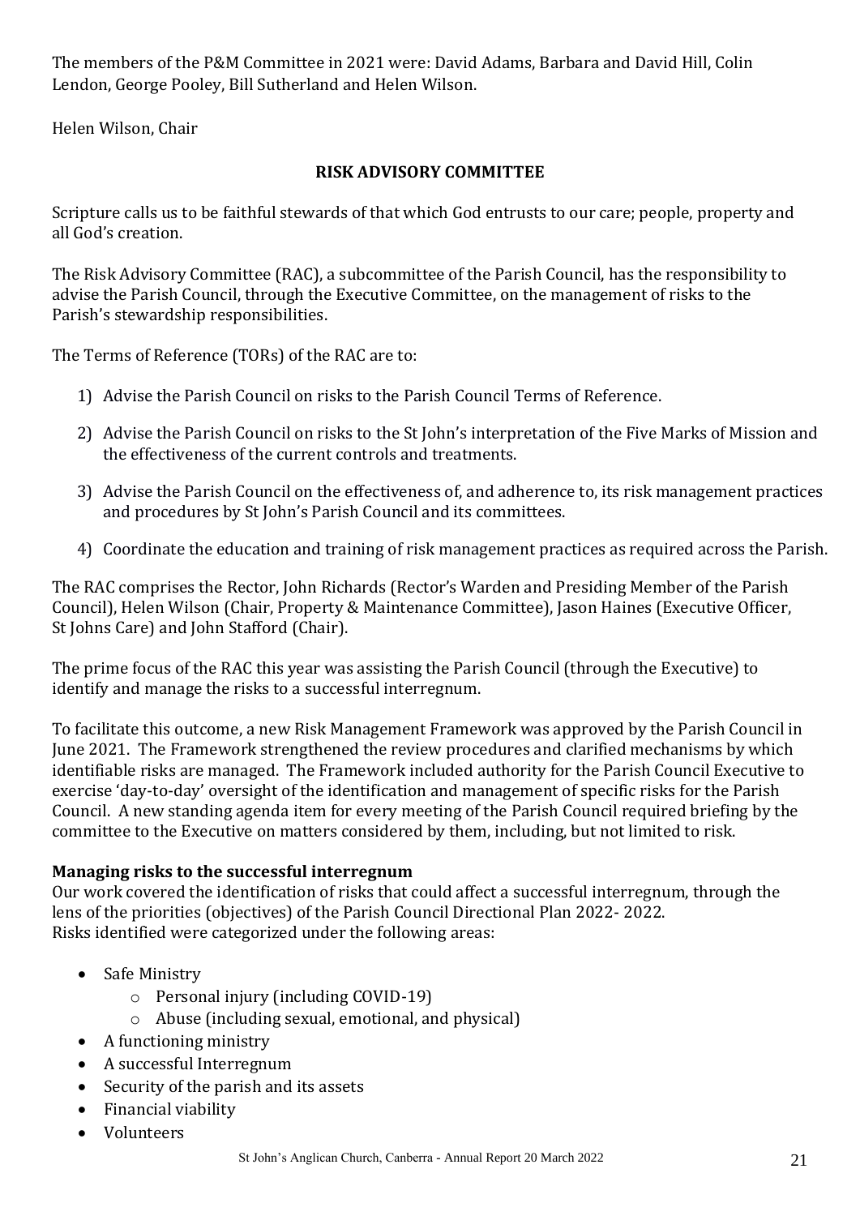The members of the P&M Committee in 2021 were: David Adams, Barbara and David Hill, Colin Lendon, George Pooley, Bill Sutherland and Helen Wilson.

Helen Wilson, Chair

## RISK ADVISORY COMMITTEE

Scripture calls us to be faithful stewards of that which God entrusts to our care; people, property and all God's creation.

The Risk Advisory Committee (RAC), a subcommittee of the Parish Council, has the responsibility to advise the Parish Council, through the Executive Committee, on the management of risks to the Parish's stewardship responsibilities.

The Terms of Reference (TORs) of the RAC are to:

1) Advise the Parish Council on risks to the Parish Council Terms of Reference.
2) Advise the Parish Council on risks to the St John's interpretation of the Five Marks of Mission and the effectiveness of the current controls and treatments.
3) Advise the Parish Council on the effectiveness of, and adherence to, its risk management practices and procedures by St John's Parish Council and its committees.
4) Coordinate the education and training of risk management practices as required across the Parish.

The RAC comprises the Rector, John Richards (Rector's Warden and Presiding Member of the Parish Council), Helen Wilson (Chair, Property & Maintenance Committee), Jason Haines (Executive Officer, St Johns Care) and John Stafford (Chair).

The prime focus of the RAC this year was assisting the Parish Council (through the Executive) to identify and manage the risks to a successful interregnum.

To facilitate this outcome, a new Risk Management Framework was approved by the Parish Council in June 2021. The Framework strengthened the review procedures and clarified mechanisms by which identifiable risks are managed. The Framework included authority for the Parish Council Executive to exercise 'day-to-day' oversight of the identification and management of specific risks for the Parish Council. A new standing agenda item for every meeting of the Parish Council required briefing by the committee to the Executive on matters considered by them, including, but not limited to risk.

**Managing risks to the successful interregnum**

Our work covered the identification of risks that could affect a successful interregnum, through the lens of the priorities (objectives) of the Parish Council Directional Plan 2022- 2022.
Risks identified were categorized under the following areas:

- Safe Ministry
  - Personal injury (including COVID-19)
  - Abuse (including sexual, emotional, and physical)
- A functioning ministry
- A successful Interregnum
- Security of the parish and its assets
- Financial viability
- Volunteers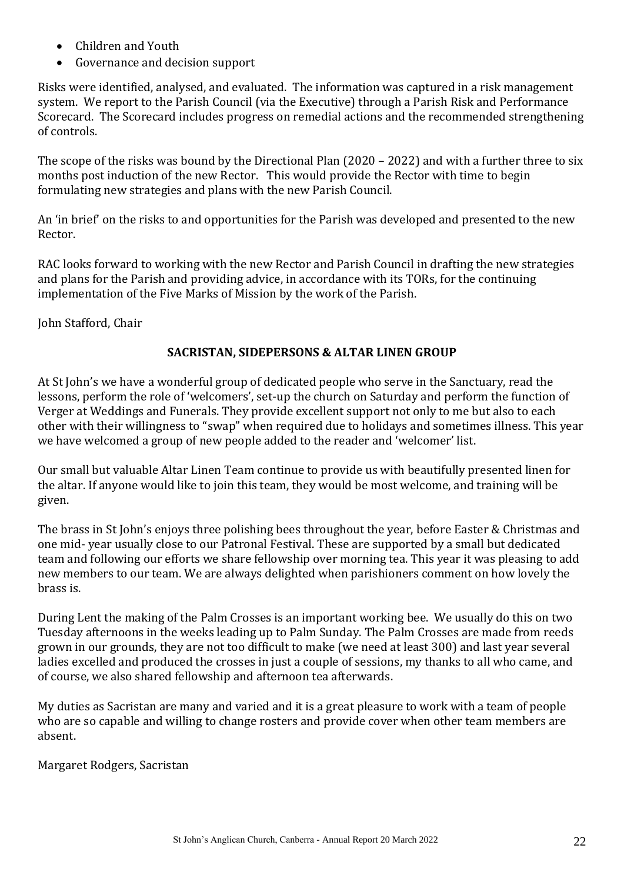- Children and Youth
- Governance and decision support

Risks were identified, analysed, and evaluated. The information was captured in a risk management system. We report to the Parish Council (via the Executive) through a Parish Risk and Performance Scorecard. The Scorecard includes progress on remedial actions and the recommended strengthening of controls.

The scope of the risks was bound by the Directional Plan (2020 – 2022) and with a further three to six months post induction of the new Rector. This would provide the Rector with time to begin formulating new strategies and plans with the new Parish Council.

An 'in brief' on the risks to and opportunities for the Parish was developed and presented to the new Rector.

RAC looks forward to working with the new Rector and Parish Council in drafting the new strategies and plans for the Parish and providing advice, in accordance with its TORs, for the continuing implementation of the Five Marks of Mission by the work of the Parish.

John Stafford, Chair

## SACRISTAN, SIDEPERSONS & ALTAR LINEN GROUP

At St John's we have a wonderful group of dedicated people who serve in the Sanctuary, read the lessons, perform the role of 'welcomers', set-up the church on Saturday and perform the function of Verger at Weddings and Funerals. They provide excellent support not only to me but also to each other with their willingness to "swap" when required due to holidays and sometimes illness. This year we have welcomed a group of new people added to the reader and 'welcomer' list.

Our small but valuable Altar Linen Team continue to provide us with beautifully presented linen for the altar. If anyone would like to join this team, they would be most welcome, and training will be given.

The brass in St John's enjoys three polishing bees throughout the year, before Easter & Christmas and one mid- year usually close to our Patronal Festival. These are supported by a small but dedicated team and following our efforts we share fellowship over morning tea. This year it was pleasing to add new members to our team. We are always delighted when parishioners comment on how lovely the brass is.

During Lent the making of the Palm Crosses is an important working bee. We usually do this on two Tuesday afternoons in the weeks leading up to Palm Sunday. The Palm Crosses are made from reeds grown in our grounds, they are not too difficult to make (we need at least 300) and last year several ladies excelled and produced the crosses in just a couple of sessions, my thanks to all who came, and of course, we also shared fellowship and afternoon tea afterwards.

My duties as Sacristan are many and varied and it is a great pleasure to work with a team of people who are so capable and willing to change rosters and provide cover when other team members are absent.

Margaret Rodgers, Sacristan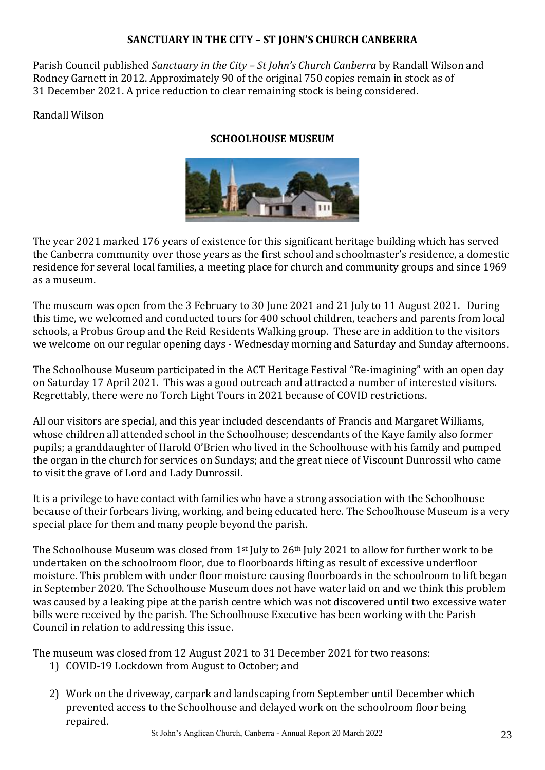## SANCTUARY IN THE CITY – ST JOHN'S CHURCH CANBERRA

Parish Council published *Sanctuary in the City – St John's Church Canberra* by Randall Wilson and Rodney Garnett in 2012. Approximately 90 of the original 750 copies remain in stock as of 31 December 2021. A price reduction to clear remaining stock is being considered.

Randall Wilson

## SCHOOLHOUSE MUSEUM

The year 2021 marked 176 years of existence for this significant heritage building which has served the Canberra community over those years as the first school and schoolmaster's residence, a domestic residence for several local families, a meeting place for church and community groups and since 1969 as a museum.

The museum was open from the 3 February to 30 June 2021 and 21 July to 11 August 2021. During this time, we welcomed and conducted tours for 400 school children, teachers and parents from local schools, a Probus Group and the Reid Residents Walking group. These are in addition to the visitors we welcome on our regular opening days - Wednesday morning and Saturday and Sunday afternoons.

The Schoolhouse Museum participated in the ACT Heritage Festival "Re-imagining" with an open day on Saturday 17 April 2021. This was a good outreach and attracted a number of interested visitors. Regrettably, there were no Torch Light Tours in 2021 because of COVID restrictions.

All our visitors are special, and this year included descendants of Francis and Margaret Williams, whose children all attended school in the Schoolhouse; descendants of the Kaye family also former pupils; a granddaughter of Harold O'Brien who lived in the Schoolhouse with his family and pumped the organ in the church for services on Sundays; and the great niece of Viscount Dunrossil who came to visit the grave of Lord and Lady Dunrossil.

It is a privilege to have contact with families who have a strong association with the Schoolhouse because of their forbears living, working, and being educated here. The Schoolhouse Museum is a very special place for them and many people beyond the parish.

The Schoolhouse Museum was closed from 1st July to 26th July 2021 to allow for further work to be undertaken on the schoolroom floor, due to floorboards lifting as result of excessive underfloor moisture. This problem with under floor moisture causing floorboards in the schoolroom to lift began in September 2020. The Schoolhouse Museum does not have water laid on and we think this problem was caused by a leaking pipe at the parish centre which was not discovered until two excessive water bills were received by the parish. The Schoolhouse Executive has been working with the Parish Council in relation to addressing this issue.

The museum was closed from 12 August 2021 to 31 December 2021 for two reasons:

1) COVID-19 Lockdown from August to October; and
2) Work on the driveway, carpark and landscaping from September until December which prevented access to the Schoolhouse and delayed work on the schoolroom floor being repaired.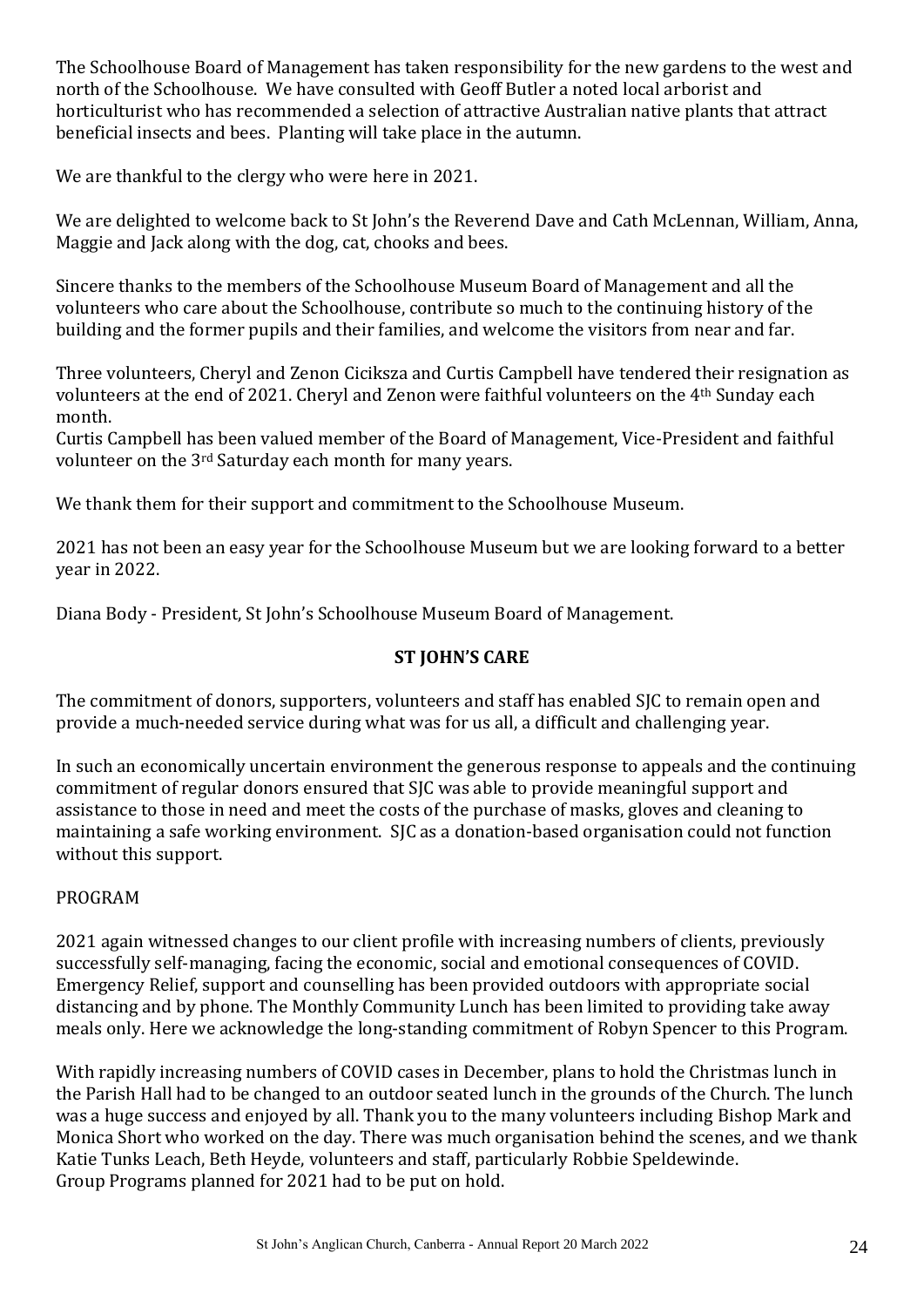The Schoolhouse Board of Management has taken responsibility for the new gardens to the west and north of the Schoolhouse. We have consulted with Geoff Butler a noted local arborist and horticulturist who has recommended a selection of attractive Australian native plants that attract beneficial insects and bees. Planting will take place in the autumn.

We are thankful to the clergy who were here in 2021.

We are delighted to welcome back to St John's the Reverend Dave and Cath McLennan, William, Anna, Maggie and Jack along with the dog, cat, chooks and bees.

Sincere thanks to the members of the Schoolhouse Museum Board of Management and all the volunteers who care about the Schoolhouse, contribute so much to the continuing history of the building and the former pupils and their families, and welcome the visitors from near and far.

Three volunteers, Cheryl and Zenon Ciciksza and Curtis Campbell have tendered their resignation as volunteers at the end of 2021. Cheryl and Zenon were faithful volunteers on the 4th Sunday each month.
Curtis Campbell has been valued member of the Board of Management, Vice-President and faithful volunteer on the 3rd Saturday each month for many years.

We thank them for their support and commitment to the Schoolhouse Museum.

2021 has not been an easy year for the Schoolhouse Museum but we are looking forward to a better year in 2022.

Diana Body - President, St John's Schoolhouse Museum Board of Management.

## ST JOHN'S CARE

The commitment of donors, supporters, volunteers and staff has enabled SJC to remain open and provide a much-needed service during what was for us all, a difficult and challenging year.

In such an economically uncertain environment the generous response to appeals and the continuing commitment of regular donors ensured that SJC was able to provide meaningful support and assistance to those in need and meet the costs of the purchase of masks, gloves and cleaning to maintaining a safe working environment. SJC as a donation-based organisation could not function without this support.

PROGRAM

2021 again witnessed changes to our client profile with increasing numbers of clients, previously successfully self-managing, facing the economic, social and emotional consequences of COVID. Emergency Relief, support and counselling has been provided outdoors with appropriate social distancing and by phone. The Monthly Community Lunch has been limited to providing take away meals only. Here we acknowledge the long-standing commitment of Robyn Spencer to this Program.

With rapidly increasing numbers of COVID cases in December, plans to hold the Christmas lunch in the Parish Hall had to be changed to an outdoor seated lunch in the grounds of the Church. The lunch was a huge success and enjoyed by all. Thank you to the many volunteers including Bishop Mark and Monica Short who worked on the day. There was much organisation behind the scenes, and we thank Katie Tunks Leach, Beth Heyde, volunteers and staff, particularly Robbie Speldewinde.
Group Programs planned for 2021 had to be put on hold.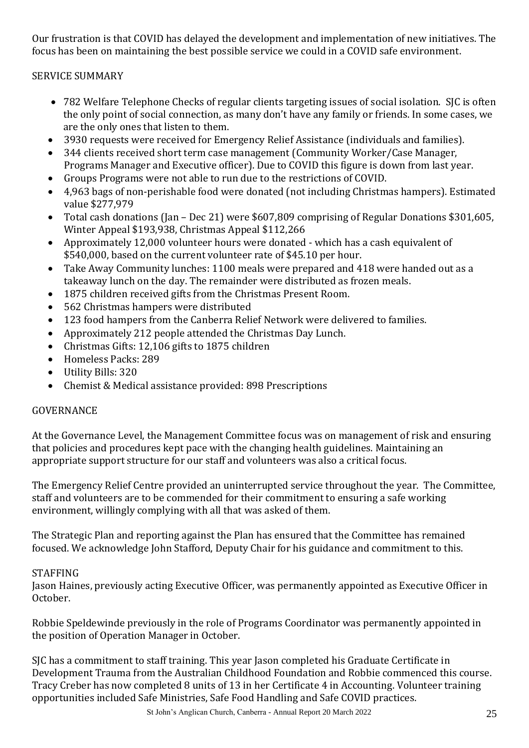Our frustration is that COVID has delayed the development and implementation of new initiatives. The focus has been on maintaining the best possible service we could in a COVID safe environment.

## SERVICE SUMMARY

- 782 Welfare Telephone Checks of regular clients targeting issues of social isolation. SJC is often the only point of social connection, as many don't have any family or friends. In some cases, we are the only ones that listen to them.
- 3930 requests were received for Emergency Relief Assistance (individuals and families).
- 344 clients received short term case management (Community Worker/Case Manager, Programs Manager and Executive officer). Due to COVID this figure is down from last year.
- Groups Programs were not able to run due to the restrictions of COVID.
- 4,963 bags of non-perishable food were donated (not including Christmas hampers). Estimated value $277,979
- Total cash donations (Jan – Dec 21) were $607,809 comprising of Regular Donations $301,605, Winter Appeal $193,938, Christmas Appeal $112,266
- Approximately 12,000 volunteer hours were donated - which has a cash equivalent of $540,000, based on the current volunteer rate of $45.10 per hour.
- Take Away Community lunches: 1100 meals were prepared and 418 were handed out as a takeaway lunch on the day. The remainder were distributed as frozen meals.
- 1875 children received gifts from the Christmas Present Room.
- 562 Christmas hampers were distributed
- 123 food hampers from the Canberra Relief Network were delivered to families.
- Approximately 212 people attended the Christmas Day Lunch.
- Christmas Gifts: 12,106 gifts to 1875 children
- Homeless Packs: 289
- Utility Bills: 320
- Chemist & Medical assistance provided: 898 Prescriptions

## GOVERNANCE

At the Governance Level, the Management Committee focus was on management of risk and ensuring that policies and procedures kept pace with the changing health guidelines. Maintaining an appropriate support structure for our staff and volunteers was also a critical focus.

The Emergency Relief Centre provided an uninterrupted service throughout the year. The Committee, staff and volunteers are to be commended for their commitment to ensuring a safe working environment, willingly complying with all that was asked of them.

The Strategic Plan and reporting against the Plan has ensured that the Committee has remained focused. We acknowledge John Stafford, Deputy Chair for his guidance and commitment to this.

## STAFFING

Jason Haines, previously acting Executive Officer, was permanently appointed as Executive Officer in October.

Robbie Speldewinde previously in the role of Programs Coordinator was permanently appointed in the position of Operation Manager in October.

SJC has a commitment to staff training. This year Jason completed his Graduate Certificate in Development Trauma from the Australian Childhood Foundation and Robbie commenced this course. Tracy Creber has now completed 8 units of 13 in her Certificate 4 in Accounting. Volunteer training opportunities included Safe Ministries, Safe Food Handling and Safe COVID practices.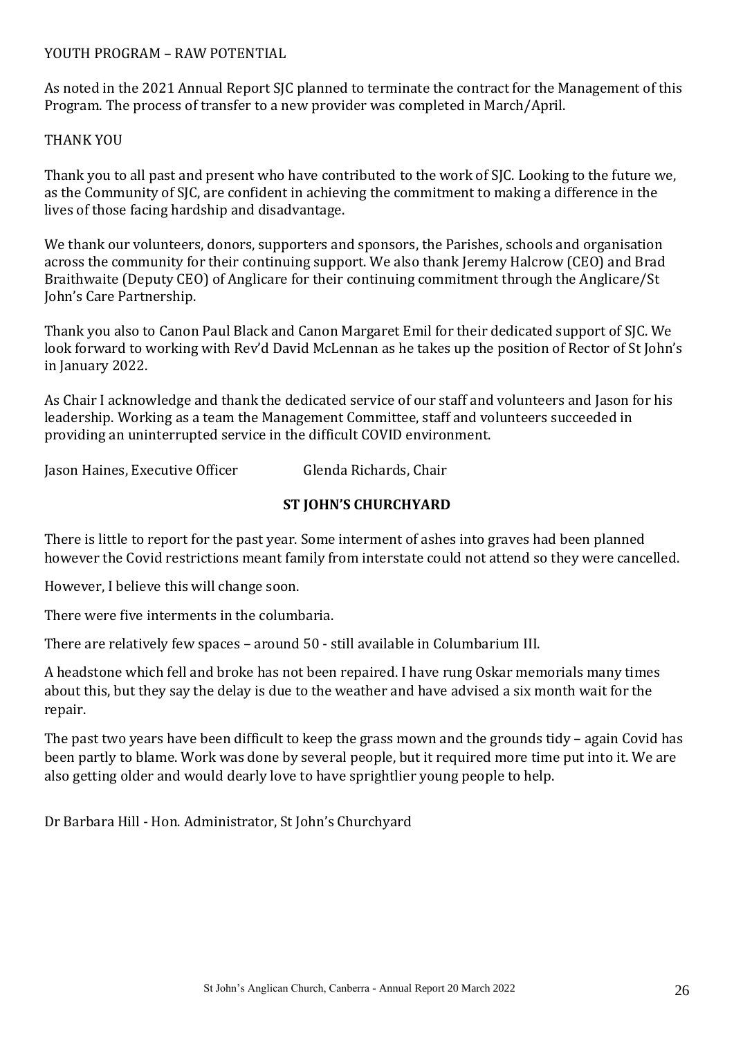YOUTH PROGRAM – RAW POTENTIAL

As noted in the 2021 Annual Report SJC planned to terminate the contract for the Management of this Program. The process of transfer to a new provider was completed in March/April.

THANK YOU

Thank you to all past and present who have contributed to the work of SJC. Looking to the future we, as the Community of SJC, are confident in achieving the commitment to making a difference in the lives of those facing hardship and disadvantage.

We thank our volunteers, donors, supporters and sponsors, the Parishes, schools and organisation across the community for their continuing support. We also thank Jeremy Halcrow (CEO) and Brad Braithwaite (Deputy CEO) of Anglicare for their continuing commitment through the Anglicare/St John's Care Partnership.

Thank you also to Canon Paul Black and Canon Margaret Emil for their dedicated support of SJC. We look forward to working with Rev'd David McLennan as he takes up the position of Rector of St John's in January 2022.

As Chair I acknowledge and thank the dedicated service of our staff and volunteers and Jason for his leadership. Working as a team the Management Committee, staff and volunteers succeeded in providing an uninterrupted service in the difficult COVID environment.

Jason Haines, Executive Officer    Glenda Richards, Chair

## ST JOHN'S CHURCHYARD

There is little to report for the past year. Some interment of ashes into graves had been planned however the Covid restrictions meant family from interstate could not attend so they were cancelled.

However, I believe this will change soon.

There were five interments in the columbaria.

There are relatively few spaces – around 50 - still available in Columbarium III.

A headstone which fell and broke has not been repaired. I have rung Oskar memorials many times about this, but they say the delay is due to the weather and have advised a six month wait for the repair.

The past two years have been difficult to keep the grass mown and the grounds tidy – again Covid has been partly to blame. Work was done by several people, but it required more time put into it. We are also getting older and would dearly love to have sprightlier young people to help.

Dr Barbara Hill - Hon. Administrator, St John's Churchyard